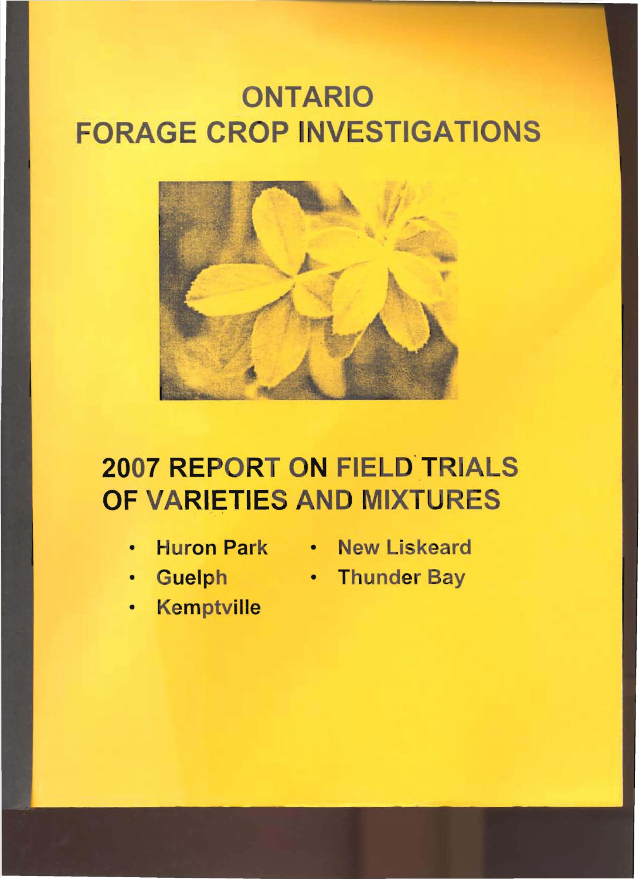# ONTARIO
# FORAGE CROP INVESTIGATIONS

## 2007 REPORT ON FIELD TRIALS OF VARIETIES AND MIXTURES

- Huron Park
- Guelph
- Kemptville
- New Liskeard
- Thunder Bay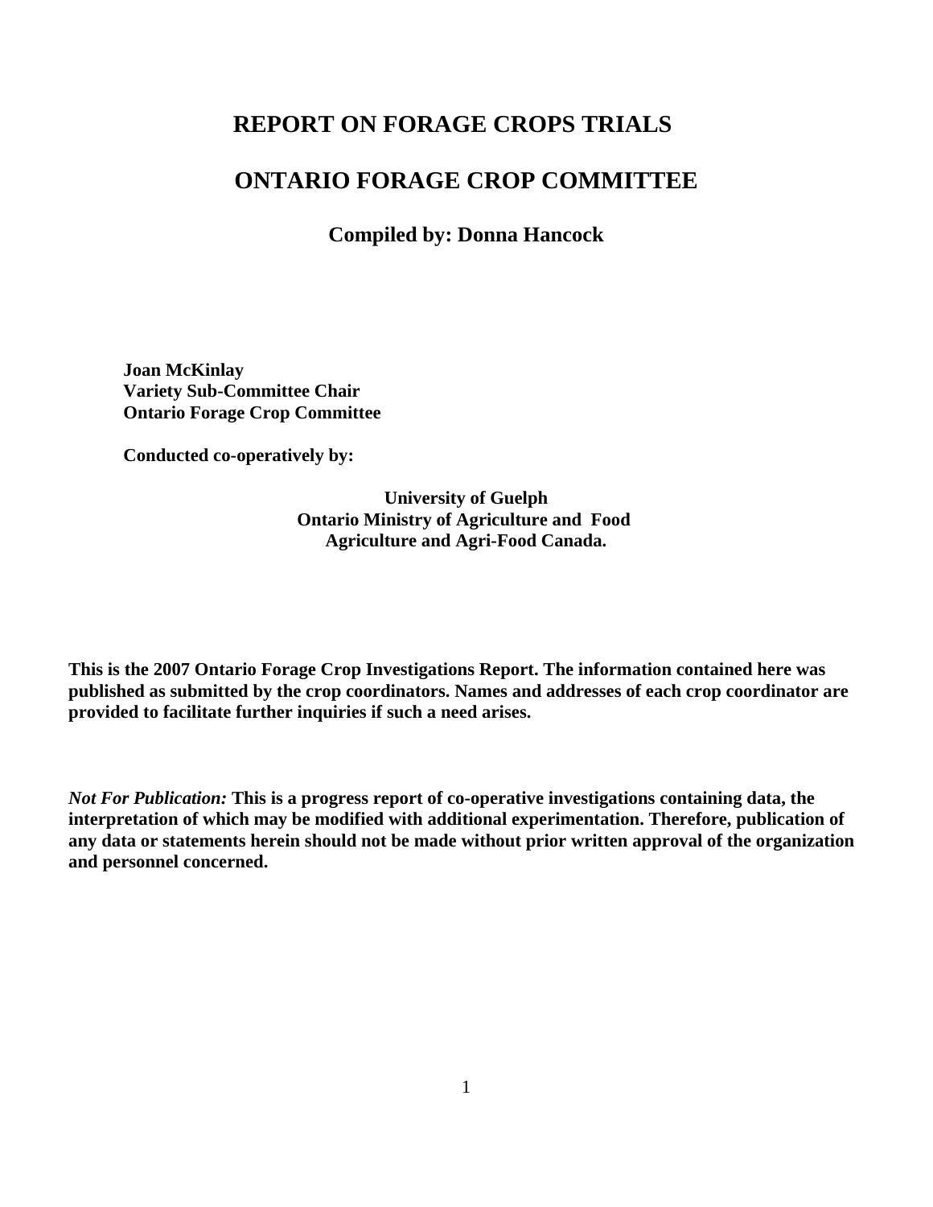# REPORT ON FORAGE CROPS TRIALS

# ONTARIO FORAGE CROP COMMITTEE

## Compiled by: Donna Hancock

**Joan McKinlay**
**Variety Sub-Committee Chair**
**Ontario Forage Crop Committee**

**Conducted co-operatively by:**

**University of Guelph**
**Ontario Ministry of Agriculture and Food**
**Agriculture and Agri-Food Canada.**

**This is the 2007 Ontario Forage Crop Investigations Report. The information contained here was published as submitted by the crop coordinators. Names and addresses of each crop coordinator are provided to facilitate further inquiries if such a need arises.**

***Not For Publication:*** **This is a progress report of co-operative investigations containing data, the interpretation of which may be modified with additional experimentation. Therefore, publication of any data or statements herein should not be made without prior written approval of the organization and personnel concerned.**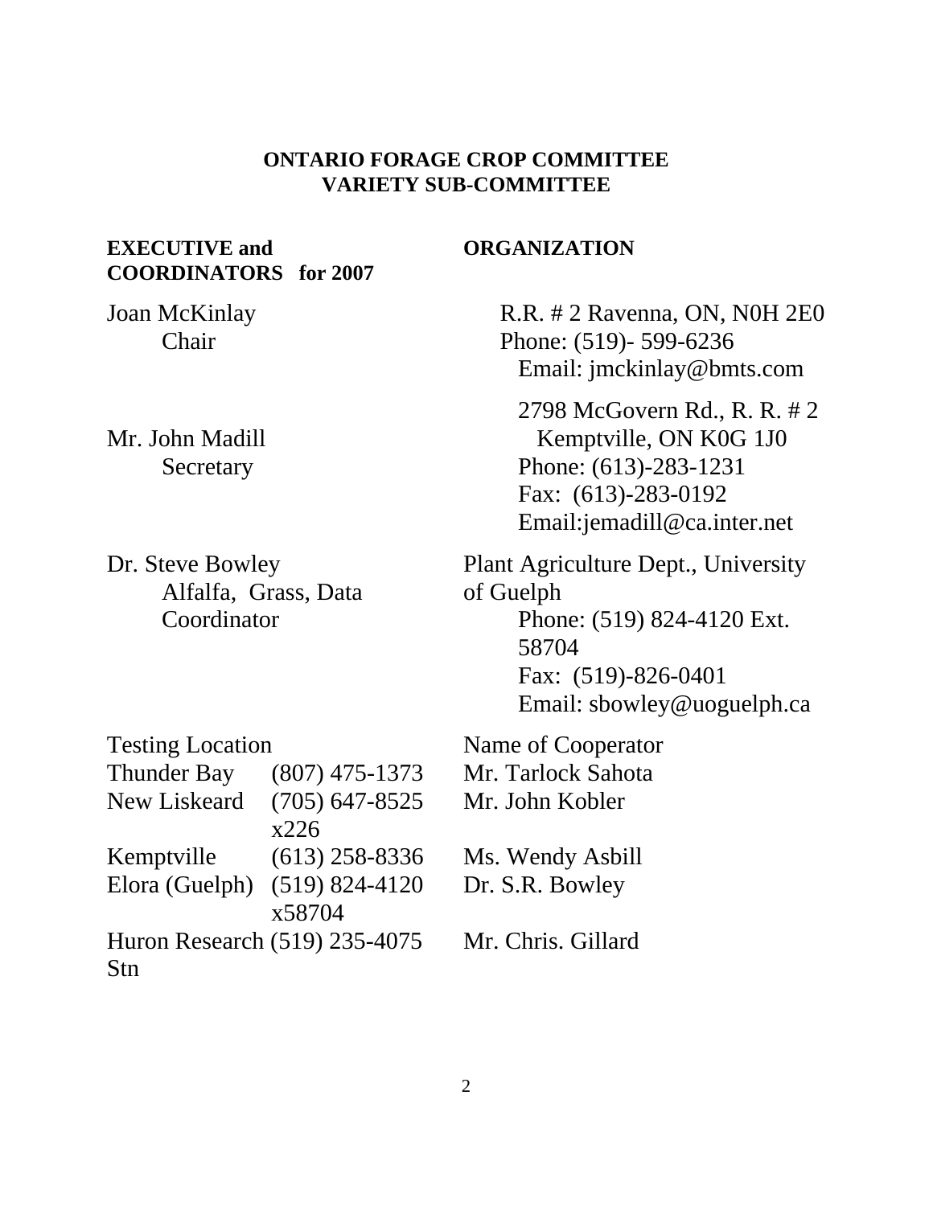**ONTARIO FORAGE CROP COMMITTEE**
**VARIETY SUB-COMMITTEE**

| **EXECUTIVE and COORDINATORS for 2007** | **ORGANIZATION** |
|---|---|
| Joan McKinlay<br>Chair | R.R. # 2 Ravenna, ON, N0H 2E0<br>Phone: (519)- 599-6236<br>Email: jmckinlay@bmts.com |
| Mr. John Madill<br>Secretary | 2798 McGovern Rd., R. R. # 2<br>Kemptville, ON K0G 1J0<br>Phone: (613)-283-1231<br>Fax: (613)-283-0192<br>Email:jemadill@ca.inter.net |
| Dr. Steve Bowley<br>Alfalfa, Grass, Data Coordinator | Plant Agriculture Dept., University of Guelph<br>Phone: (519) 824-4120 Ext. 58704<br>Fax: (519)-826-0401<br>Email: sbowley@uoguelph.ca |

| Testing Location | | Name of Cooperator |
|---|---|---|
| Thunder Bay | (807) 475-1373 | Mr. Tarlock Sahota |
| New Liskeard | (705) 647-8525 x226 | Mr. John Kobler |
| Kemptville | (613) 258-8336 | Ms. Wendy Asbill |
| Elora (Guelph) | (519) 824-4120 x58704 | Dr. S.R. Bowley |
| Huron Research Stn | (519) 235-4075 | Mr. Chris. Gillard |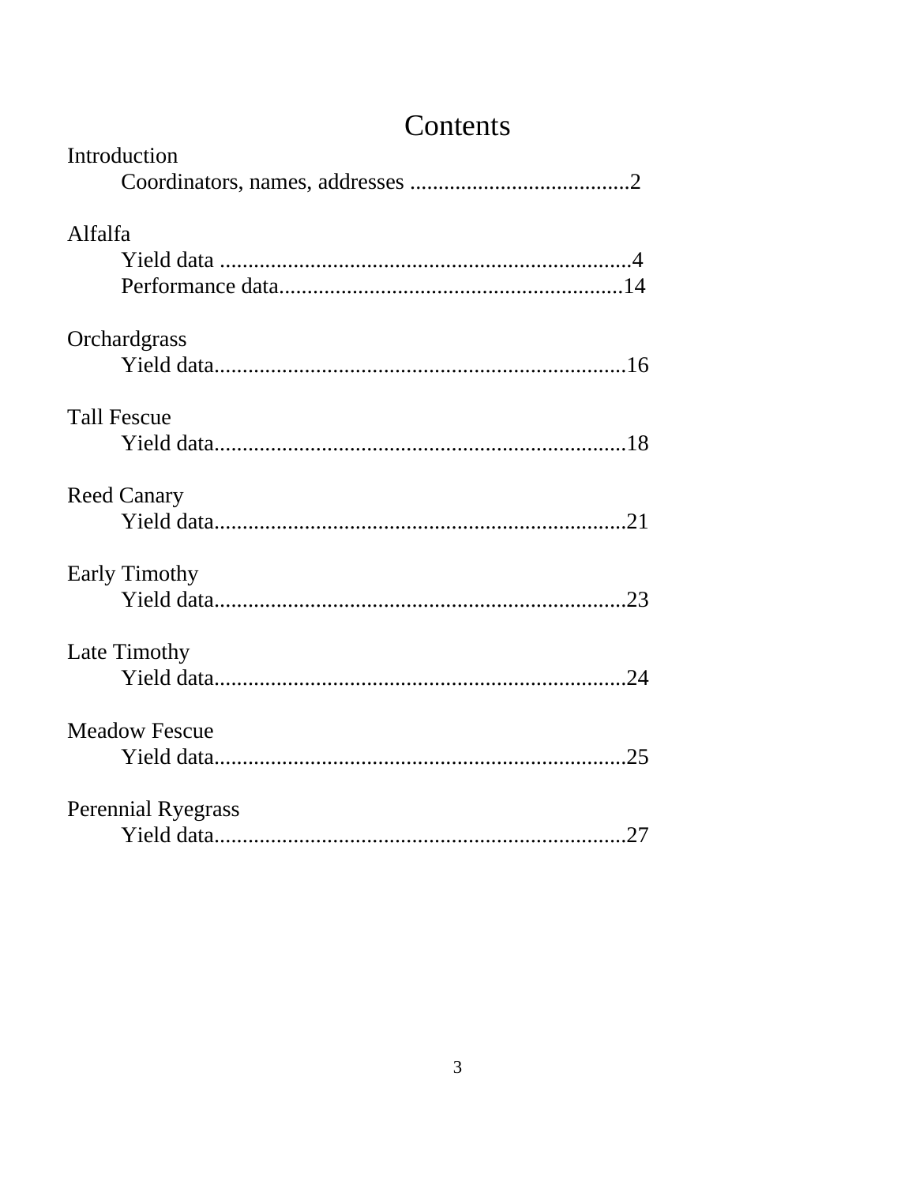# Contents

Introduction

- Coordinators, names, addresses .......................................2

Alfalfa

- Yield data .........................................................................4
- Performance data.............................................................14

Orchardgrass

- Yield data.........................................................................16

Tall Fescue

- Yield data.........................................................................18

Reed Canary

- Yield data.........................................................................21

Early Timothy

- Yield data.........................................................................23

Late Timothy

- Yield data.........................................................................24

Meadow Fescue

- Yield data.........................................................................25

Perennial Ryegrass

- Yield data.........................................................................27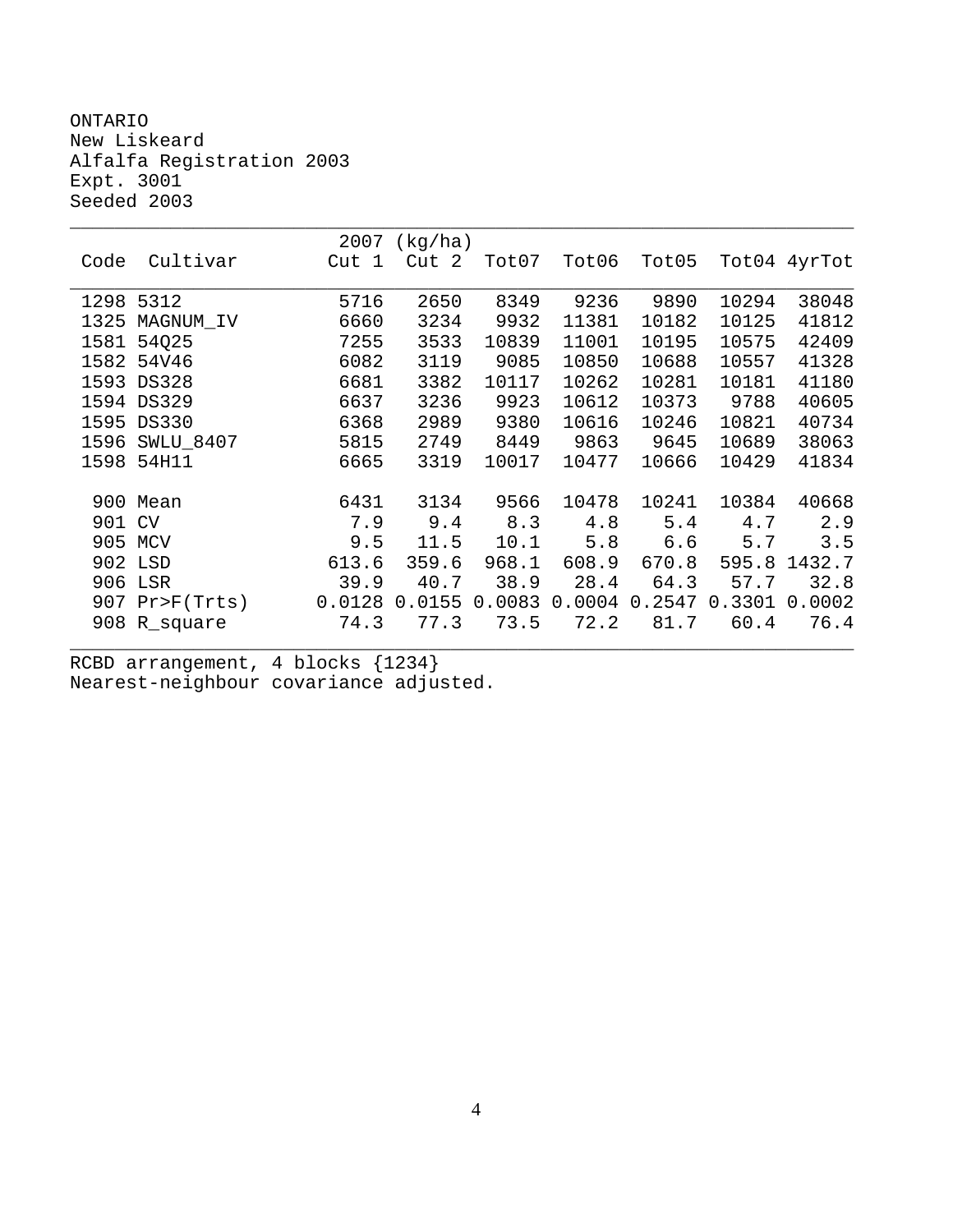ONTARIO
New Liskeard
Alfalfa Registration 2003
Expt. 3001
Seeded 2003

| Code | Cultivar | 2007 (kg/ha) Cut 1 | Cut 2 | Tot07 | Tot06 | Tot05 | Tot04 | 4yrTot |
|---|---|---|---|---|---|---|---|---|
| 1298 | 5312 | 5716 | 2650 | 8349 | 9236 | 9890 | 10294 | 38048 |
| 1325 | MAGNUM_IV | 6660 | 3234 | 9932 | 11381 | 10182 | 10125 | 41812 |
| 1581 | 54Q25 | 7255 | 3533 | 10839 | 11001 | 10195 | 10575 | 42409 |
| 1582 | 54V46 | 6082 | 3119 | 9085 | 10850 | 10688 | 10557 | 41328 |
| 1593 | DS328 | 6681 | 3382 | 10117 | 10262 | 10281 | 10181 | 41180 |
| 1594 | DS329 | 6637 | 3236 | 9923 | 10612 | 10373 | 9788 | 40605 |
| 1595 | DS330 | 6368 | 2989 | 9380 | 10616 | 10246 | 10821 | 40734 |
| 1596 | SWLU_8407 | 5815 | 2749 | 8449 | 9863 | 9645 | 10689 | 38063 |
| 1598 | 54H11 | 6665 | 3319 | 10017 | 10477 | 10666 | 10429 | 41834 |
| 900 | Mean | 6431 | 3134 | 9566 | 10478 | 10241 | 10384 | 40668 |
| 901 | CV | 7.9 | 9.4 | 8.3 | 4.8 | 5.4 | 4.7 | 2.9 |
| 905 | MCV | 9.5 | 11.5 | 10.1 | 5.8 | 6.6 | 5.7 | 3.5 |
| 902 | LSD | 613.6 | 359.6 | 968.1 | 608.9 | 670.8 | 595.8 | 1432.7 |
| 906 | LSR | 39.9 | 40.7 | 38.9 | 28.4 | 64.3 | 57.7 | 32.8 |
| 907 | Pr>F(Trts) | 0.0128 | 0.0155 | 0.0083 | 0.0004 | 0.2547 | 0.3301 | 0.0002 |
| 908 | R_square | 74.3 | 77.3 | 73.5 | 72.2 | 81.7 | 60.4 | 76.4 |

RCBD arrangement, 4 blocks {1234}
Nearest-neighbour covariance adjusted.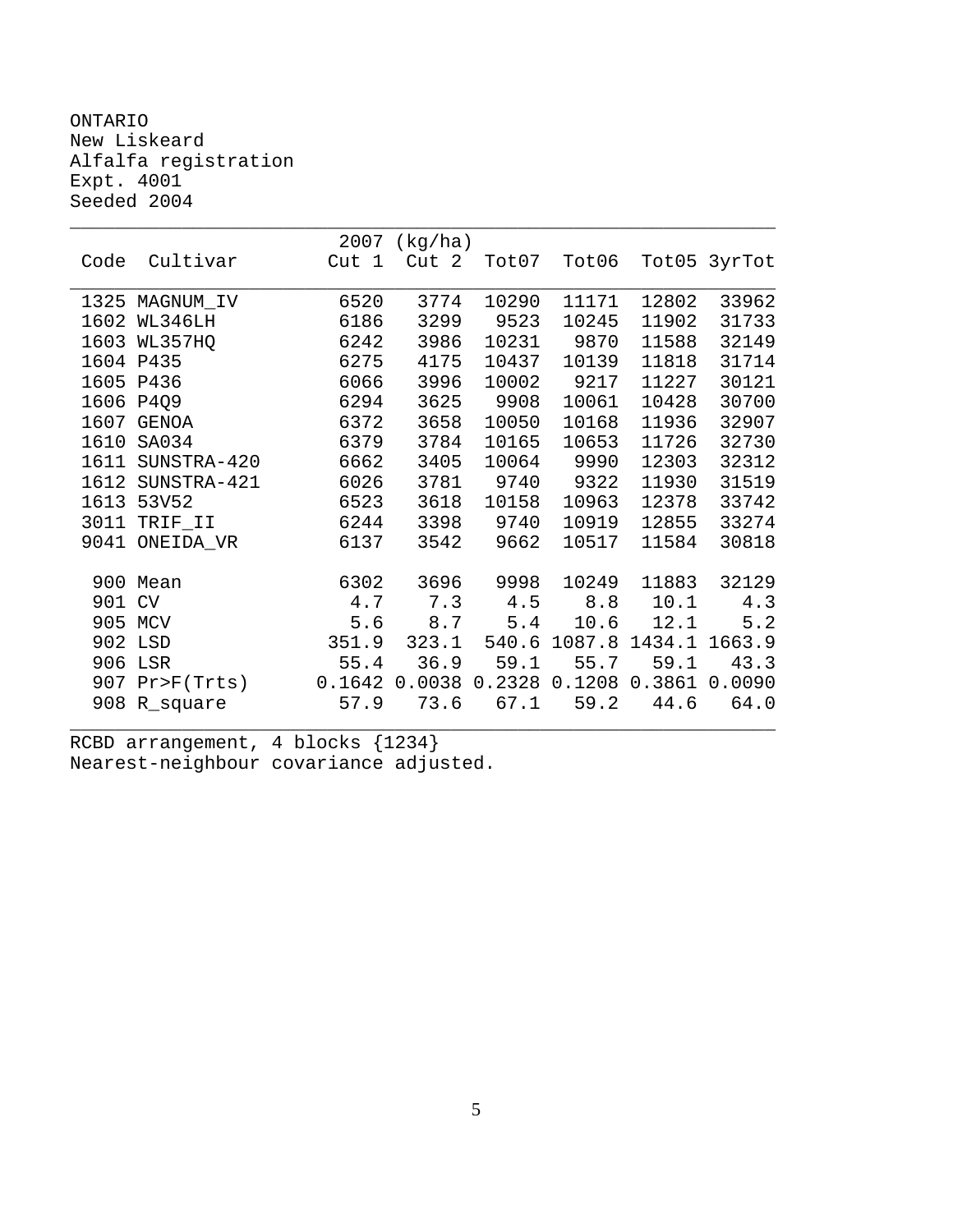ONTARIO
New Liskeard
Alfalfa registration
Expt. 4001
Seeded 2004

| Code | Cultivar | 2007 (kg/ha) Cut 1 | Cut 2 | Tot07 | Tot06 | Tot05 | 3yrTot |
|---|---|---|---|---|---|---|---|
| 1325 | MAGNUM_IV | 6520 | 3774 | 10290 | 11171 | 12802 | 33962 |
| 1602 | WL346LH | 6186 | 3299 | 9523 | 10245 | 11902 | 31733 |
| 1603 | WL357HQ | 6242 | 3986 | 10231 | 9870 | 11588 | 32149 |
| 1604 | P435 | 6275 | 4175 | 10437 | 10139 | 11818 | 31714 |
| 1605 | P436 | 6066 | 3996 | 10002 | 9217 | 11227 | 30121 |
| 1606 | P4Q9 | 6294 | 3625 | 9908 | 10061 | 10428 | 30700 |
| 1607 | GENOA | 6372 | 3658 | 10050 | 10168 | 11936 | 32907 |
| 1610 | SA034 | 6379 | 3784 | 10165 | 10653 | 11726 | 32730 |
| 1611 | SUNSTRA-420 | 6662 | 3405 | 10064 | 9990 | 12303 | 32312 |
| 1612 | SUNSTRA-421 | 6026 | 3781 | 9740 | 9322 | 11930 | 31519 |
| 1613 | 53V52 | 6523 | 3618 | 10158 | 10963 | 12378 | 33742 |
| 3011 | TRIF_II | 6244 | 3398 | 9740 | 10919 | 12855 | 33274 |
| 9041 | ONEIDA_VR | 6137 | 3542 | 9662 | 10517 | 11584 | 30818 |
| | | | | | | | |
| 900 | Mean | 6302 | 3696 | 9998 | 10249 | 11883 | 32129 |
| 901 | CV | 4.7 | 7.3 | 4.5 | 8.8 | 10.1 | 4.3 |
| 905 | MCV | 5.6 | 8.7 | 5.4 | 10.6 | 12.1 | 5.2 |
| 902 | LSD | 351.9 | 323.1 | 540.6 | 1087.8 | 1434.1 | 1663.9 |
| 906 | LSR | 55.4 | 36.9 | 59.1 | 55.7 | 59.1 | 43.3 |
| 907 | Pr>F(Trts) | 0.1642 | 0.0038 | 0.2328 | 0.1208 | 0.3861 | 0.0090 |
| 908 | R_square | 57.9 | 73.6 | 67.1 | 59.2 | 44.6 | 64.0 |

RCBD arrangement, 4 blocks {1234}
Nearest-neighbour covariance adjusted.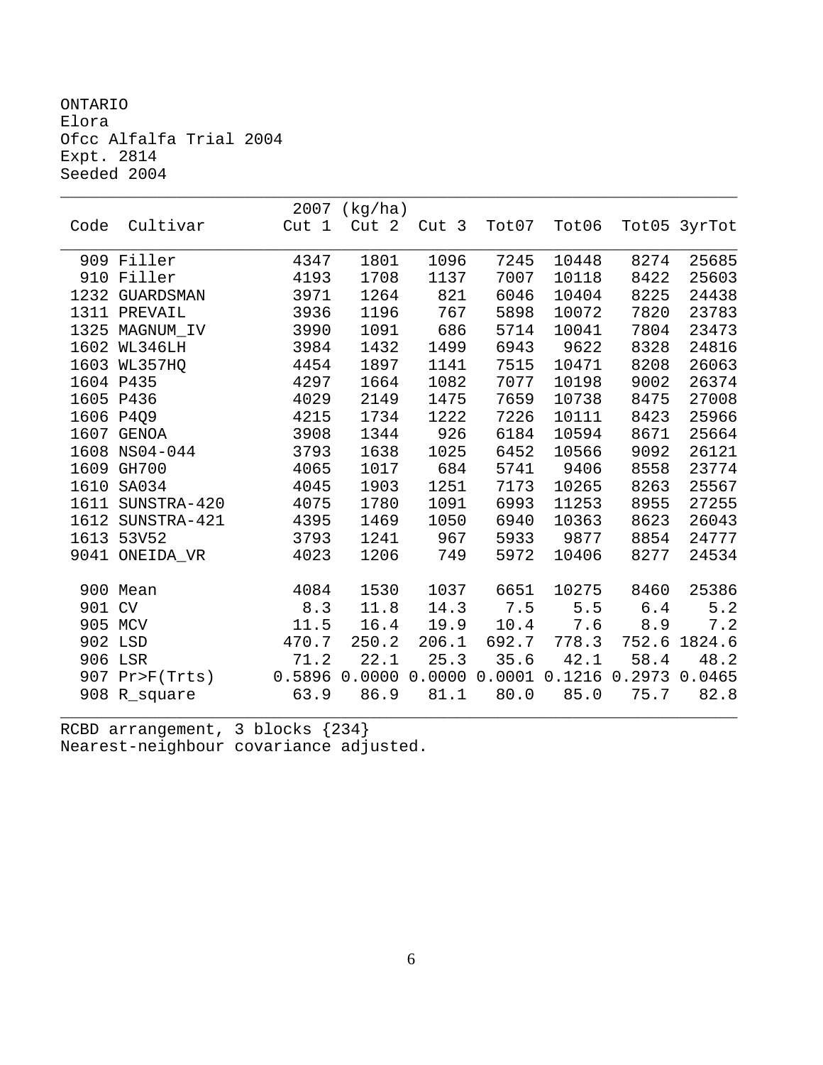ONTARIO
Elora
Ofcc Alfalfa Trial 2004
Expt. 2814
Seeded 2004

| Code | Cultivar | 2007 (kg/ha) Cut 1 | Cut 2 | Cut 3 | Tot07 | Tot06 | Tot05 | 3yrTot |
|---|---|---|---|---|---|---|---|---|
| 909 | Filler | 4347 | 1801 | 1096 | 7245 | 10448 | 8274 | 25685 |
| 910 | Filler | 4193 | 1708 | 1137 | 7007 | 10118 | 8422 | 25603 |
| 1232 | GUARDSMAN | 3971 | 1264 | 821 | 6046 | 10404 | 8225 | 24438 |
| 1311 | PREVAIL | 3936 | 1196 | 767 | 5898 | 10072 | 7820 | 23783 |
| 1325 | MAGNUM_IV | 3990 | 1091 | 686 | 5714 | 10041 | 7804 | 23473 |
| 1602 | WL346LH | 3984 | 1432 | 1499 | 6943 | 9622 | 8328 | 24816 |
| 1603 | WL357HQ | 4454 | 1897 | 1141 | 7515 | 10471 | 8208 | 26063 |
| 1604 | P435 | 4297 | 1664 | 1082 | 7077 | 10198 | 9002 | 26374 |
| 1605 | P436 | 4029 | 2149 | 1475 | 7659 | 10738 | 8475 | 27008 |
| 1606 | P4Q9 | 4215 | 1734 | 1222 | 7226 | 10111 | 8423 | 25966 |
| 1607 | GENOA | 3908 | 1344 | 926 | 6184 | 10594 | 8671 | 25664 |
| 1608 | NS04-044 | 3793 | 1638 | 1025 | 6452 | 10566 | 9092 | 26121 |
| 1609 | GH700 | 4065 | 1017 | 684 | 5741 | 9406 | 8558 | 23774 |
| 1610 | SA034 | 4045 | 1903 | 1251 | 7173 | 10265 | 8263 | 25567 |
| 1611 | SUNSTRA-420 | 4075 | 1780 | 1091 | 6993 | 11253 | 8955 | 27255 |
| 1612 | SUNSTRA-421 | 4395 | 1469 | 1050 | 6940 | 10363 | 8623 | 26043 |
| 1613 | 53V52 | 3793 | 1241 | 967 | 5933 | 9877 | 8854 | 24777 |
| 9041 | ONEIDA_VR | 4023 | 1206 | 749 | 5972 | 10406 | 8277 | 24534 |
| 900 | Mean | 4084 | 1530 | 1037 | 6651 | 10275 | 8460 | 25386 |
| 901 | CV | 8.3 | 11.8 | 14.3 | 7.5 | 5.5 | 6.4 | 5.2 |
| 905 | MCV | 11.5 | 16.4 | 19.9 | 10.4 | 7.6 | 8.9 | 7.2 |
| 902 | LSD | 470.7 | 250.2 | 206.1 | 692.7 | 778.3 | 752.6 | 1824.6 |
| 906 | LSR | 71.2 | 22.1 | 25.3 | 35.6 | 42.1 | 58.4 | 48.2 |
| 907 | Pr>F(Trts) | 0.5896 | 0.0000 | 0.0000 | 0.0001 | 0.1216 | 0.2973 | 0.0465 |
| 908 | R_square | 63.9 | 86.9 | 81.1 | 80.0 | 85.0 | 75.7 | 82.8 |

RCBD arrangement, 3 blocks {234}
Nearest-neighbour covariance adjusted.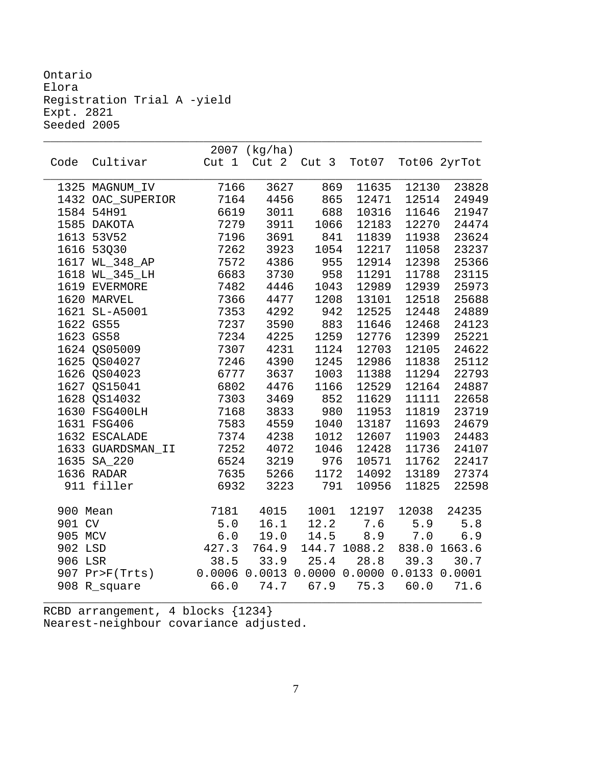Ontario
Elora
Registration Trial A -yield
Expt. 2821
Seeded 2005

| Code | Cultivar | 2007 (kg/ha) Cut 1 | Cut 2 | Cut 3 | Tot07 | Tot06 | 2yrTot |
|---|---|---|---|---|---|---|---|
| 1325 | MAGNUM_IV | 7166 | 3627 | 869 | 11635 | 12130 | 23828 |
| 1432 | OAC_SUPERIOR | 7164 | 4456 | 865 | 12471 | 12514 | 24949 |
| 1584 | 54H91 | 6619 | 3011 | 688 | 10316 | 11646 | 21947 |
| 1585 | DAKOTA | 7279 | 3911 | 1066 | 12183 | 12270 | 24474 |
| 1613 | 53V52 | 7196 | 3691 | 841 | 11839 | 11938 | 23624 |
| 1616 | 53Q30 | 7262 | 3923 | 1054 | 12217 | 11058 | 23237 |
| 1617 | WL_348_AP | 7572 | 4386 | 955 | 12914 | 12398 | 25366 |
| 1618 | WL_345_LH | 6683 | 3730 | 958 | 11291 | 11788 | 23115 |
| 1619 | EVERMORE | 7482 | 4446 | 1043 | 12989 | 12939 | 25973 |
| 1620 | MARVEL | 7366 | 4477 | 1208 | 13101 | 12518 | 25688 |
| 1621 | SL-A5001 | 7353 | 4292 | 942 | 12525 | 12448 | 24889 |
| 1622 | GS55 | 7237 | 3590 | 883 | 11646 | 12468 | 24123 |
| 1623 | GS58 | 7234 | 4225 | 1259 | 12776 | 12399 | 25221 |
| 1624 | QS05009 | 7307 | 4231 | 1124 | 12703 | 12105 | 24622 |
| 1625 | QS04027 | 7246 | 4390 | 1245 | 12986 | 11838 | 25112 |
| 1626 | QS04023 | 6777 | 3637 | 1003 | 11388 | 11294 | 22793 |
| 1627 | QS15041 | 6802 | 4476 | 1166 | 12529 | 12164 | 24887 |
| 1628 | QS14032 | 7303 | 3469 | 852 | 11629 | 11111 | 22658 |
| 1630 | FSG400LH | 7168 | 3833 | 980 | 11953 | 11819 | 23719 |
| 1631 | FSG406 | 7583 | 4559 | 1040 | 13187 | 11693 | 24679 |
| 1632 | ESCALADE | 7374 | 4238 | 1012 | 12607 | 11903 | 24483 |
| 1633 | GUARDSMAN_II | 7252 | 4072 | 1046 | 12428 | 11736 | 24107 |
| 1635 | SA_220 | 6524 | 3219 | 976 | 10571 | 11762 | 22417 |
| 1636 | RADAR | 7635 | 5266 | 1172 | 14092 | 13189 | 27374 |
| 911 | filler | 6932 | 3223 | 791 | 10956 | 11825 | 22598 |
| 900 | Mean | 7181 | 4015 | 1001 | 12197 | 12038 | 24235 |
| 901 | CV | 5.0 | 16.1 | 12.2 | 7.6 | 5.9 | 5.8 |
| 905 | MCV | 6.0 | 19.0 | 14.5 | 8.9 | 7.0 | 6.9 |
| 902 | LSD | 427.3 | 764.9 | 144.7 | 1088.2 | 838.0 | 1663.6 |
| 906 | LSR | 38.5 | 33.9 | 25.4 | 28.8 | 39.3 | 30.7 |
| 907 | Pr>F(Trts) | 0.0006 | 0.0013 | 0.0000 | 0.0000 | 0.0133 | 0.0001 |
| 908 | R_square | 66.0 | 74.7 | 67.9 | 75.3 | 60.0 | 71.6 |

RCBD arrangement, 4 blocks {1234}
Nearest-neighbour covariance adjusted.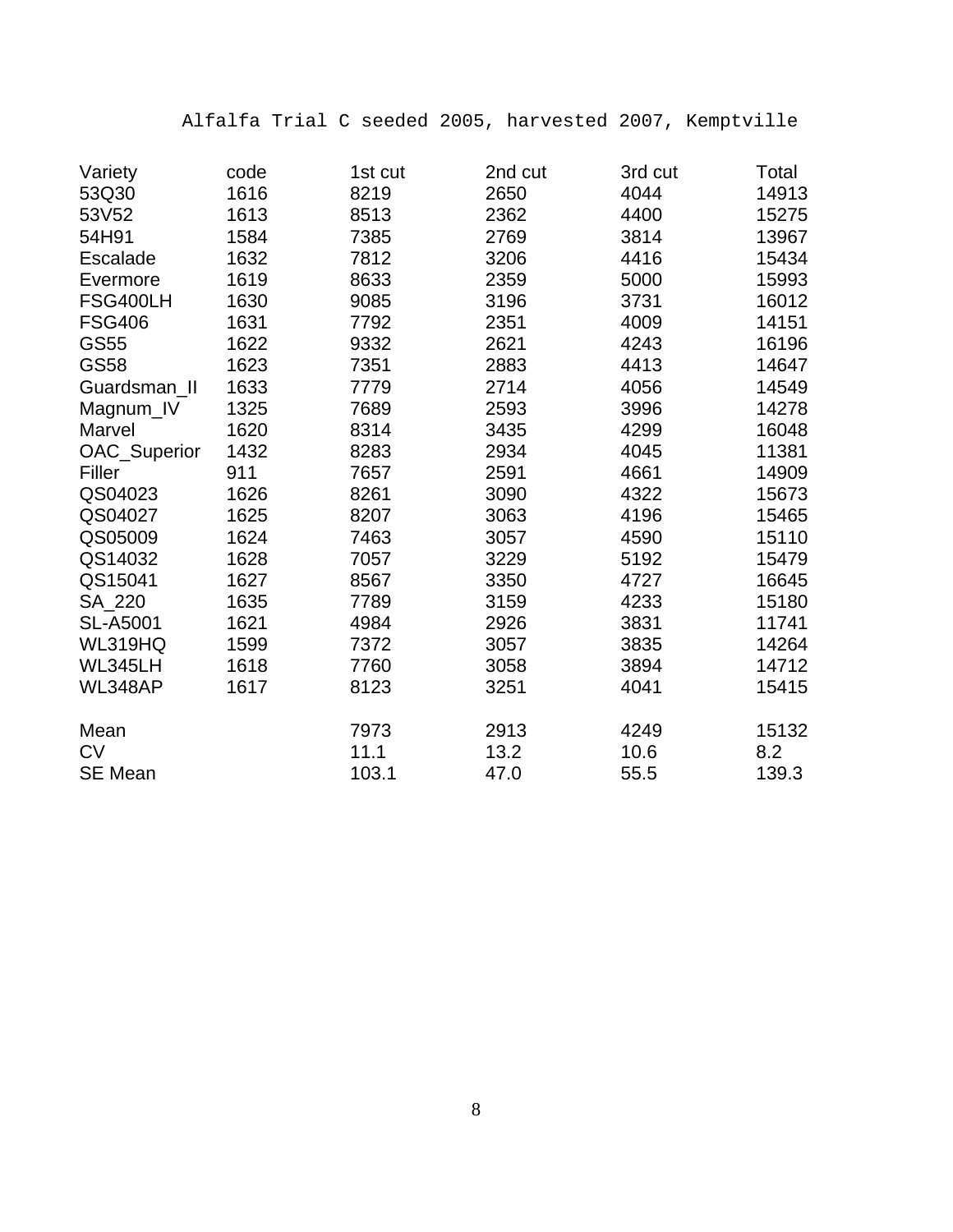Alfalfa Trial C seeded 2005, harvested 2007, Kemptville

| Variety | code | 1st cut | 2nd cut | 3rd cut | Total |
|---|---|---|---|---|---|
| 53Q30 | 1616 | 8219 | 2650 | 4044 | 14913 |
| 53V52 | 1613 | 8513 | 2362 | 4400 | 15275 |
| 54H91 | 1584 | 7385 | 2769 | 3814 | 13967 |
| Escalade | 1632 | 7812 | 3206 | 4416 | 15434 |
| Evermore | 1619 | 8633 | 2359 | 5000 | 15993 |
| FSG400LH | 1630 | 9085 | 3196 | 3731 | 16012 |
| FSG406 | 1631 | 7792 | 2351 | 4009 | 14151 |
| GS55 | 1622 | 9332 | 2621 | 4243 | 16196 |
| GS58 | 1623 | 7351 | 2883 | 4413 | 14647 |
| Guardsman_II | 1633 | 7779 | 2714 | 4056 | 14549 |
| Magnum_IV | 1325 | 7689 | 2593 | 3996 | 14278 |
| Marvel | 1620 | 8314 | 3435 | 4299 | 16048 |
| OAC_Superior | 1432 | 8283 | 2934 | 4045 | 11381 |
| Filler | 911 | 7657 | 2591 | 4661 | 14909 |
| QS04023 | 1626 | 8261 | 3090 | 4322 | 15673 |
| QS04027 | 1625 | 8207 | 3063 | 4196 | 15465 |
| QS05009 | 1624 | 7463 | 3057 | 4590 | 15110 |
| QS14032 | 1628 | 7057 | 3229 | 5192 | 15479 |
| QS15041 | 1627 | 8567 | 3350 | 4727 | 16645 |
| SA_220 | 1635 | 7789 | 3159 | 4233 | 15180 |
| SL-A5001 | 1621 | 4984 | 2926 | 3831 | 11741 |
| WL319HQ | 1599 | 7372 | 3057 | 3835 | 14264 |
| WL345LH | 1618 | 7760 | 3058 | 3894 | 14712 |
| WL348AP | 1617 | 8123 | 3251 | 4041 | 15415 |
| | | | | | |
| Mean | | 7973 | 2913 | 4249 | 15132 |
| CV | | 11.1 | 13.2 | 10.6 | 8.2 |
| SE Mean | | 103.1 | 47.0 | 55.5 | 139.3 |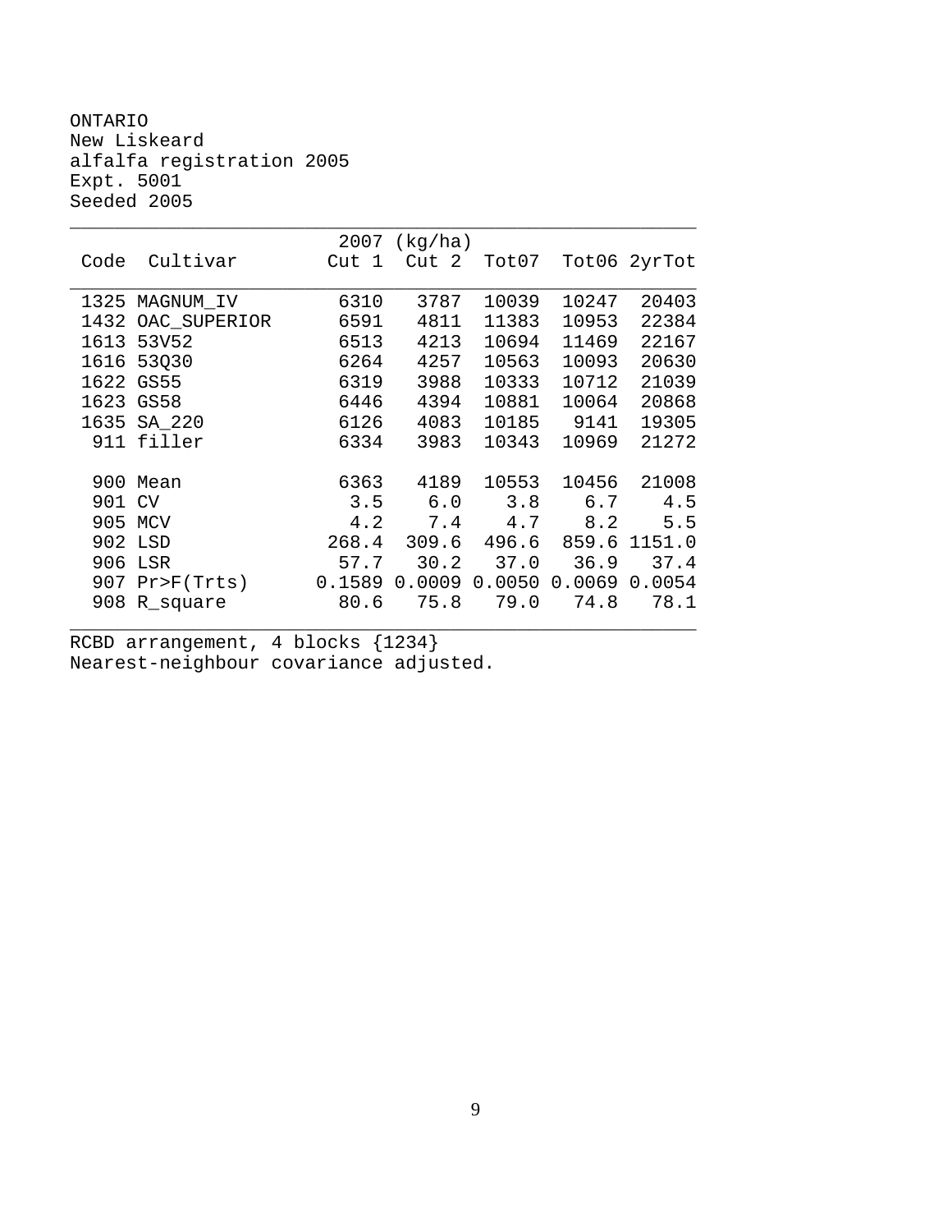ONTARIO
New Liskeard
alfalfa registration 2005
Expt. 5001
Seeded 2005

| Code | Cultivar | 2007 (kg/ha) Cut 1 | Cut 2 | Tot07 | Tot06 | 2yrTot |
|---|---|---|---|---|---|---|
| 1325 | MAGNUM_IV | 6310 | 3787 | 10039 | 10247 | 20403 |
| 1432 | OAC_SUPERIOR | 6591 | 4811 | 11383 | 10953 | 22384 |
| 1613 | 53V52 | 6513 | 4213 | 10694 | 11469 | 22167 |
| 1616 | 53Q30 | 6264 | 4257 | 10563 | 10093 | 20630 |
| 1622 | GS55 | 6319 | 3988 | 10333 | 10712 | 21039 |
| 1623 | GS58 | 6446 | 4394 | 10881 | 10064 | 20868 |
| 1635 | SA_220 | 6126 | 4083 | 10185 | 9141 | 19305 |
| 911 | filler | 6334 | 3983 | 10343 | 10969 | 21272 |
| 900 | Mean | 6363 | 4189 | 10553 | 10456 | 21008 |
| 901 | CV | 3.5 | 6.0 | 3.8 | 6.7 | 4.5 |
| 905 | MCV | 4.2 | 7.4 | 4.7 | 8.2 | 5.5 |
| 902 | LSD | 268.4 | 309.6 | 496.6 | 859.6 | 1151.0 |
| 906 | LSR | 57.7 | 30.2 | 37.0 | 36.9 | 37.4 |
| 907 | Pr>F(Trts) | 0.1589 | 0.0009 | 0.0050 | 0.0069 | 0.0054 |
| 908 | R_square | 80.6 | 75.8 | 79.0 | 74.8 | 78.1 |

RCBD arrangement, 4 blocks {1234}
Nearest-neighbour covariance adjusted.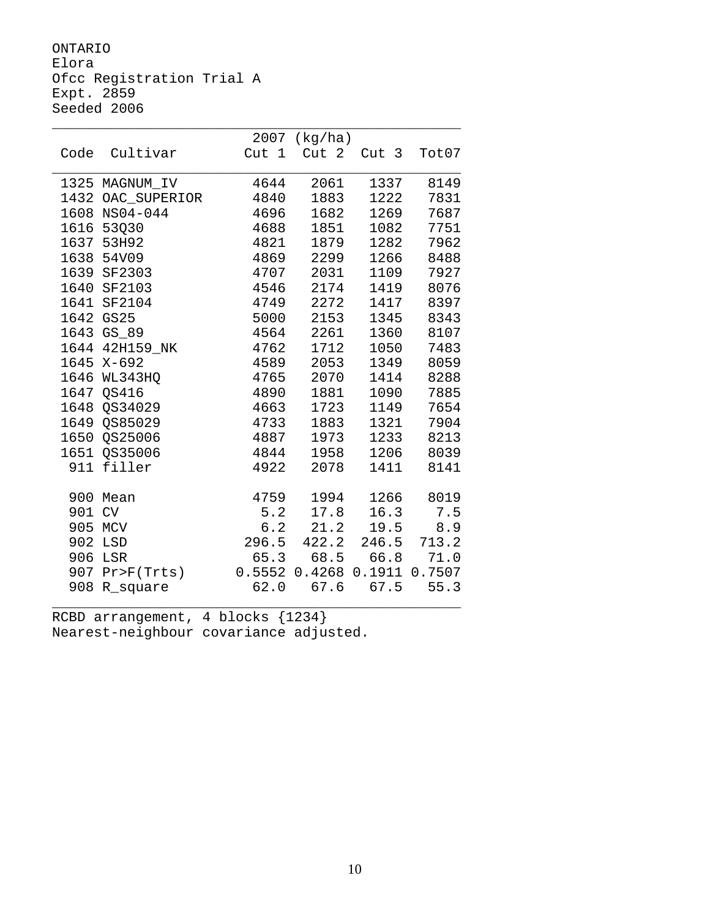ONTARIO
Elora
Ofcc Registration Trial A
Expt. 2859
Seeded 2006

| Code | Cultivar | 2007 (kg/ha) Cut 1 | Cut 2 | Cut 3 | Tot07 |
|---|---|---|---|---|---|
| 1325 | MAGNUM_IV | 4644 | 2061 | 1337 | 8149 |
| 1432 | OAC_SUPERIOR | 4840 | 1883 | 1222 | 7831 |
| 1608 | NS04-044 | 4696 | 1682 | 1269 | 7687 |
| 1616 | 53Q30 | 4688 | 1851 | 1082 | 7751 |
| 1637 | 53H92 | 4821 | 1879 | 1282 | 7962 |
| 1638 | 54V09 | 4869 | 2299 | 1266 | 8488 |
| 1639 | SF2303 | 4707 | 2031 | 1109 | 7927 |
| 1640 | SF2103 | 4546 | 2174 | 1419 | 8076 |
| 1641 | SF2104 | 4749 | 2272 | 1417 | 8397 |
| 1642 | GS25 | 5000 | 2153 | 1345 | 8343 |
| 1643 | GS_89 | 4564 | 2261 | 1360 | 8107 |
| 1644 | 42H159_NK | 4762 | 1712 | 1050 | 7483 |
| 1645 | X-692 | 4589 | 2053 | 1349 | 8059 |
| 1646 | WL343HQ | 4765 | 2070 | 1414 | 8288 |
| 1647 | QS416 | 4890 | 1881 | 1090 | 7885 |
| 1648 | QS34029 | 4663 | 1723 | 1149 | 7654 |
| 1649 | QS85029 | 4733 | 1883 | 1321 | 7904 |
| 1650 | QS25006 | 4887 | 1973 | 1233 | 8213 |
| 1651 | QS35006 | 4844 | 1958 | 1206 | 8039 |
| 911 | filler | 4922 | 2078 | 1411 | 8141 |
| | | | | | |
| 900 | Mean | 4759 | 1994 | 1266 | 8019 |
| 901 | CV | 5.2 | 17.8 | 16.3 | 7.5 |
| 905 | MCV | 6.2 | 21.2 | 19.5 | 8.9 |
| 902 | LSD | 296.5 | 422.2 | 246.5 | 713.2 |
| 906 | LSR | 65.3 | 68.5 | 66.8 | 71.0 |
| 907 | Pr>F(Trts) | 0.5552 | 0.4268 | 0.1911 | 0.7507 |
| 908 | R_square | 62.0 | 67.6 | 67.5 | 55.3 |

RCBD arrangement, 4 blocks {1234}
Nearest-neighbour covariance adjusted.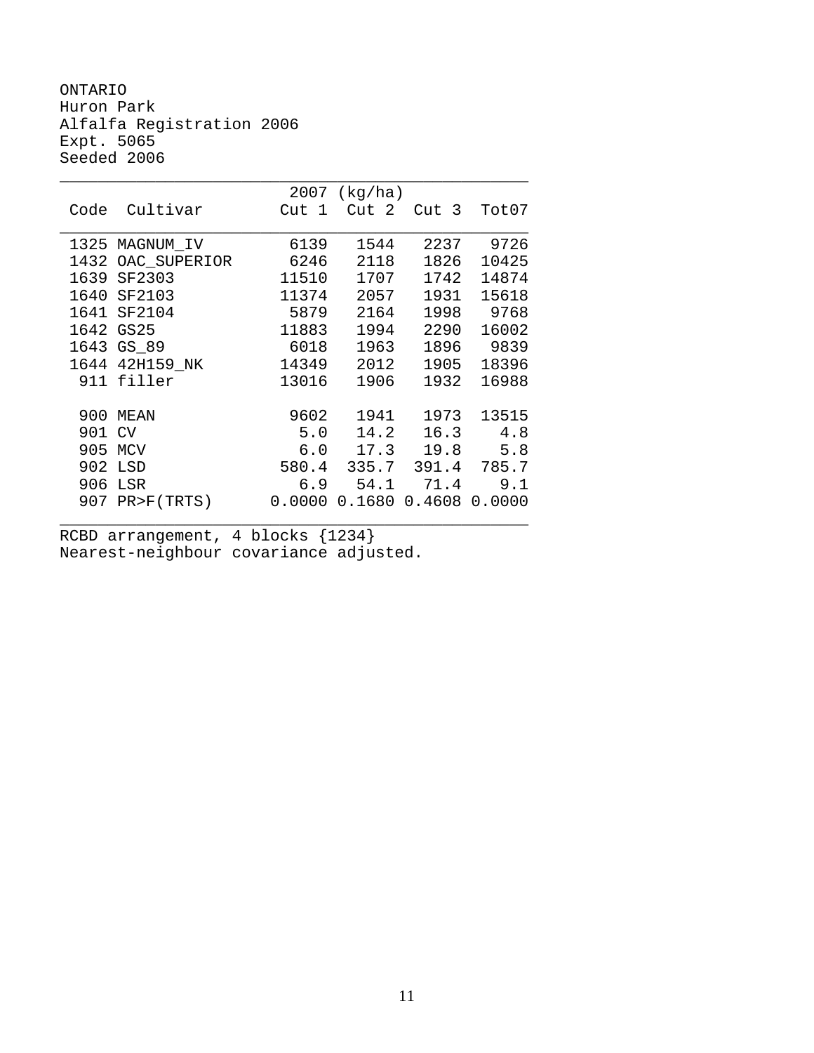ONTARIO
Huron Park
Alfalfa Registration 2006
Expt. 5065
Seeded 2006

| | | 2007 (kg/ha) | | | |
|---|---|---|---|---|---|
| Code | Cultivar | Cut 1 | Cut 2 | Cut 3 | Tot07 |
| 1325 | MAGNUM_IV | 6139 | 1544 | 2237 | 9726 |
| 1432 | OAC_SUPERIOR | 6246 | 2118 | 1826 | 10425 |
| 1639 | SF2303 | 11510 | 1707 | 1742 | 14874 |
| 1640 | SF2103 | 11374 | 2057 | 1931 | 15618 |
| 1641 | SF2104 | 5879 | 2164 | 1998 | 9768 |
| 1642 | GS25 | 11883 | 1994 | 2290 | 16002 |
| 1643 | GS_89 | 6018 | 1963 | 1896 | 9839 |
| 1644 | 42H159_NK | 14349 | 2012 | 1905 | 18396 |
| 911 | filler | 13016 | 1906 | 1932 | 16988 |
| 900 | MEAN | 9602 | 1941 | 1973 | 13515 |
| 901 | CV | 5.0 | 14.2 | 16.3 | 4.8 |
| 905 | MCV | 6.0 | 17.3 | 19.8 | 5.8 |
| 902 | LSD | 580.4 | 335.7 | 391.4 | 785.7 |
| 906 | LSR | 6.9 | 54.1 | 71.4 | 9.1 |
| 907 | PR>F(TRTS) | 0.0000 | 0.1680 | 0.4608 | 0.0000 |

RCBD arrangement, 4 blocks {1234}
Nearest-neighbour covariance adjusted.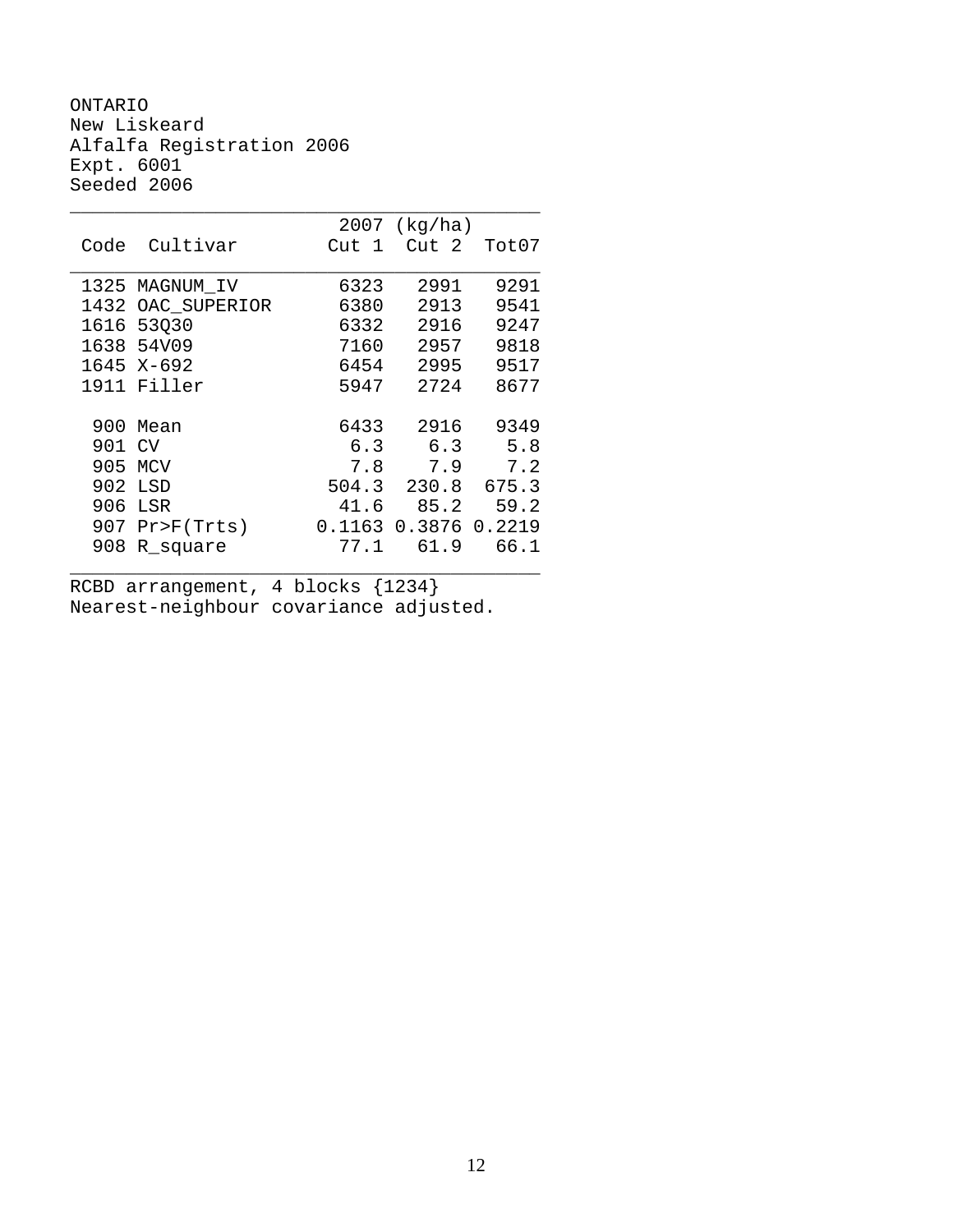ONTARIO
New Liskeard
Alfalfa Registration 2006
Expt. 6001
Seeded 2006

| Code | Cultivar | 2007 (kg/ha) Cut 1 | Cut 2 | Tot07 |
|---|---|---|---|---|
| 1325 | MAGNUM_IV | 6323 | 2991 | 9291 |
| 1432 | OAC_SUPERIOR | 6380 | 2913 | 9541 |
| 1616 | 53Q30 | 6332 | 2916 | 9247 |
| 1638 | 54V09 | 7160 | 2957 | 9818 |
| 1645 | X-692 | 6454 | 2995 | 9517 |
| 1911 | Filler | 5947 | 2724 | 8677 |
| 900 | Mean | 6433 | 2916 | 9349 |
| 901 | CV | 6.3 | 6.3 | 5.8 |
| 905 | MCV | 7.8 | 7.9 | 7.2 |
| 902 | LSD | 504.3 | 230.8 | 675.3 |
| 906 | LSR | 41.6 | 85.2 | 59.2 |
| 907 | Pr>F(Trts) | 0.1163 | 0.3876 | 0.2219 |
| 908 | R_square | 77.1 | 61.9 | 66.1 |

RCBD arrangement, 4 blocks {1234}
Nearest-neighbour covariance adjusted.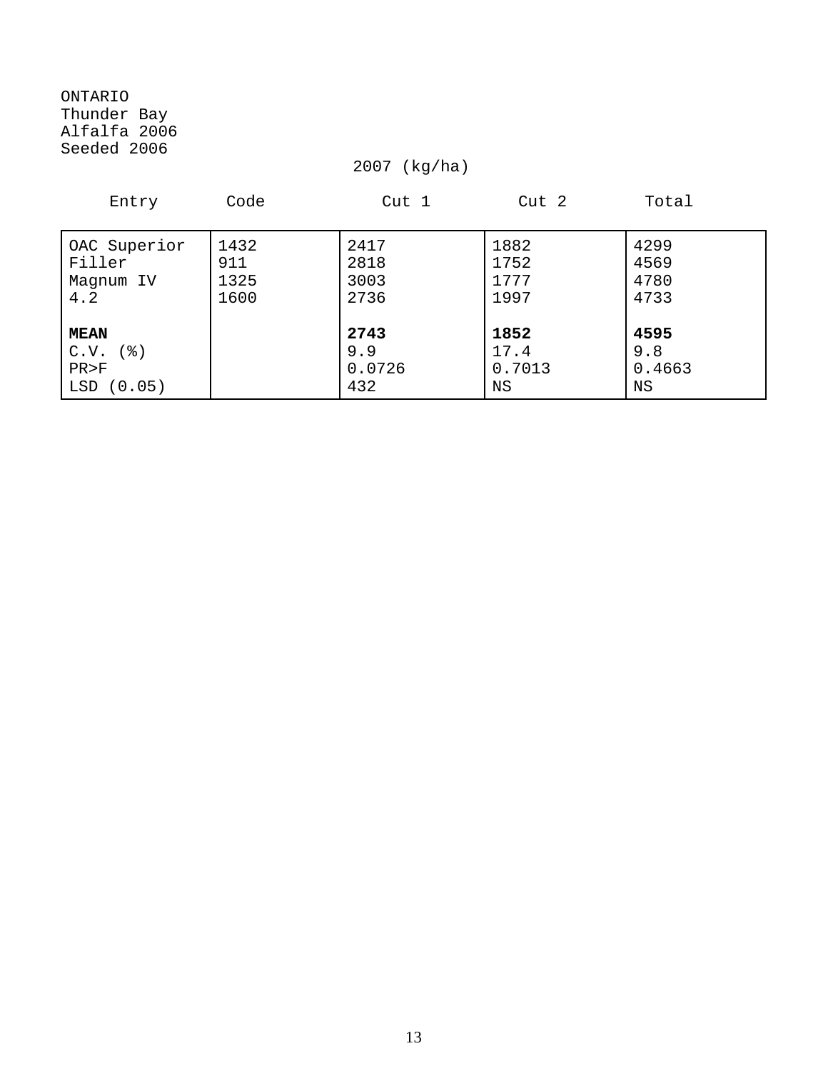ONTARIO
Thunder Bay
Alfalfa 2006
Seeded 2006

2007 (kg/ha)

| Entry | Code | Cut 1 | Cut 2 | Total |
|---|---|---|---|---|
| OAC Superior | 1432 | 2417 | 1882 | 4299 |
| Filler | 911 | 2818 | 1752 | 4569 |
| Magnum IV | 1325 | 3003 | 1777 | 4780 |
| 4.2 | 1600 | 2736 | 1997 | 4733 |
| **MEAN** | | **2743** | **1852** | **4595** |
| C.V. (%) | | 9.9 | 17.4 | 9.8 |
| PR>F | | 0.0726 | 0.7013 | 0.4663 |
| LSD (0.05) | | 432 | NS | NS |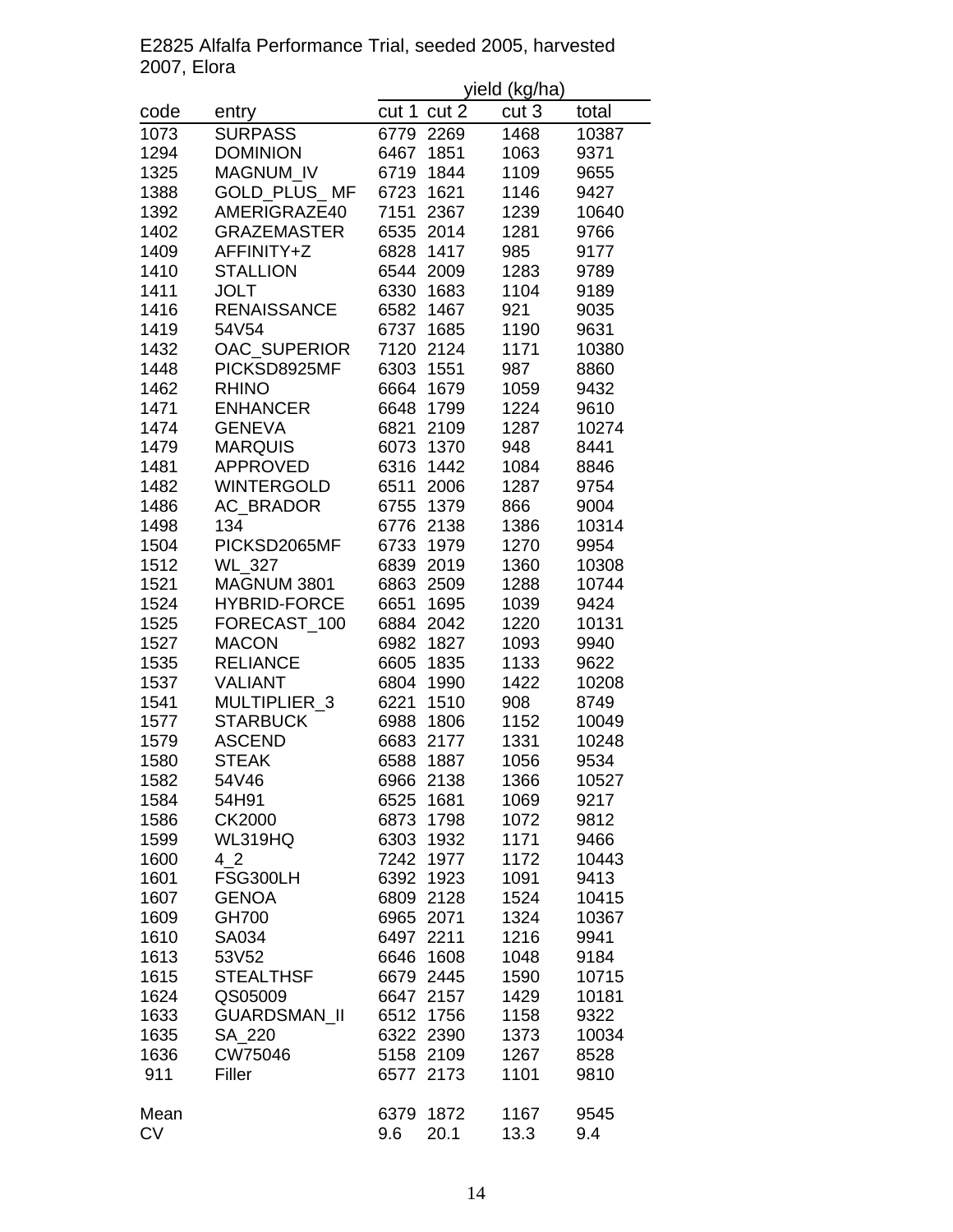E2825 Alfalfa Performance Trial, seeded 2005, harvested 2007, Elora

| code | entry | yield (kg/ha) | | | |
|---|---|---|---|---|---|
| | | cut 1 | cut 2 | cut 3 | total |
| 1073 | SURPASS | 6779 | 2269 | 1468 | 10387 |
| 1294 | DOMINION | 6467 | 1851 | 1063 | 9371 |
| 1325 | MAGNUM_IV | 6719 | 1844 | 1109 | 9655 |
| 1388 | GOLD_PLUS_ MF | 6723 | 1621 | 1146 | 9427 |
| 1392 | AMERIGRAZE40 | 7151 | 2367 | 1239 | 10640 |
| 1402 | GRAZEMASTER | 6535 | 2014 | 1281 | 9766 |
| 1409 | AFFINITY+Z | 6828 | 1417 | 985 | 9177 |
| 1410 | STALLION | 6544 | 2009 | 1283 | 9789 |
| 1411 | JOLT | 6330 | 1683 | 1104 | 9189 |
| 1416 | RENAISSANCE | 6582 | 1467 | 921 | 9035 |
| 1419 | 54V54 | 6737 | 1685 | 1190 | 9631 |
| 1432 | OAC_SUPERIOR | 7120 | 2124 | 1171 | 10380 |
| 1448 | PICKSD8925MF | 6303 | 1551 | 987 | 8860 |
| 1462 | RHINO | 6664 | 1679 | 1059 | 9432 |
| 1471 | ENHANCER | 6648 | 1799 | 1224 | 9610 |
| 1474 | GENEVA | 6821 | 2109 | 1287 | 10274 |
| 1479 | MARQUIS | 6073 | 1370 | 948 | 8441 |
| 1481 | APPROVED | 6316 | 1442 | 1084 | 8846 |
| 1482 | WINTERGOLD | 6511 | 2006 | 1287 | 9754 |
| 1486 | AC_BRADOR | 6755 | 1379 | 866 | 9004 |
| 1498 | 134 | 6776 | 2138 | 1386 | 10314 |
| 1504 | PICKSD2065MF | 6733 | 1979 | 1270 | 9954 |
| 1512 | WL_327 | 6839 | 2019 | 1360 | 10308 |
| 1521 | MAGNUM 3801 | 6863 | 2509 | 1288 | 10744 |
| 1524 | HYBRID-FORCE | 6651 | 1695 | 1039 | 9424 |
| 1525 | FORECAST_100 | 6884 | 2042 | 1220 | 10131 |
| 1527 | MACON | 6982 | 1827 | 1093 | 9940 |
| 1535 | RELIANCE | 6605 | 1835 | 1133 | 9622 |
| 1537 | VALIANT | 6804 | 1990 | 1422 | 10208 |
| 1541 | MULTIPLIER_3 | 6221 | 1510 | 908 | 8749 |
| 1577 | STARBUCK | 6988 | 1806 | 1152 | 10049 |
| 1579 | ASCEND | 6683 | 2177 | 1331 | 10248 |
| 1580 | STEAK | 6588 | 1887 | 1056 | 9534 |
| 1582 | 54V46 | 6966 | 2138 | 1366 | 10527 |
| 1584 | 54H91 | 6525 | 1681 | 1069 | 9217 |
| 1586 | CK2000 | 6873 | 1798 | 1072 | 9812 |
| 1599 | WL319HQ | 6303 | 1932 | 1171 | 9466 |
| 1600 | 4_2 | 7242 | 1977 | 1172 | 10443 |
| 1601 | FSG300LH | 6392 | 1923 | 1091 | 9413 |
| 1607 | GENOA | 6809 | 2128 | 1524 | 10415 |
| 1609 | GH700 | 6965 | 2071 | 1324 | 10367 |
| 1610 | SA034 | 6497 | 2211 | 1216 | 9941 |
| 1613 | 53V52 | 6646 | 1608 | 1048 | 9184 |
| 1615 | STEALTHSF | 6679 | 2445 | 1590 | 10715 |
| 1624 | QS05009 | 6647 | 2157 | 1429 | 10181 |
| 1633 | GUARDSMAN_II | 6512 | 1756 | 1158 | 9322 |
| 1635 | SA_220 | 6322 | 2390 | 1373 | 10034 |
| 1636 | CW75046 | 5158 | 2109 | 1267 | 8528 |
| 911 | Filler | 6577 | 2173 | 1101 | 9810 |
| Mean | | 6379 | 1872 | 1167 | 9545 |
| CV | | 9.6 | 20.1 | 13.3 | 9.4 |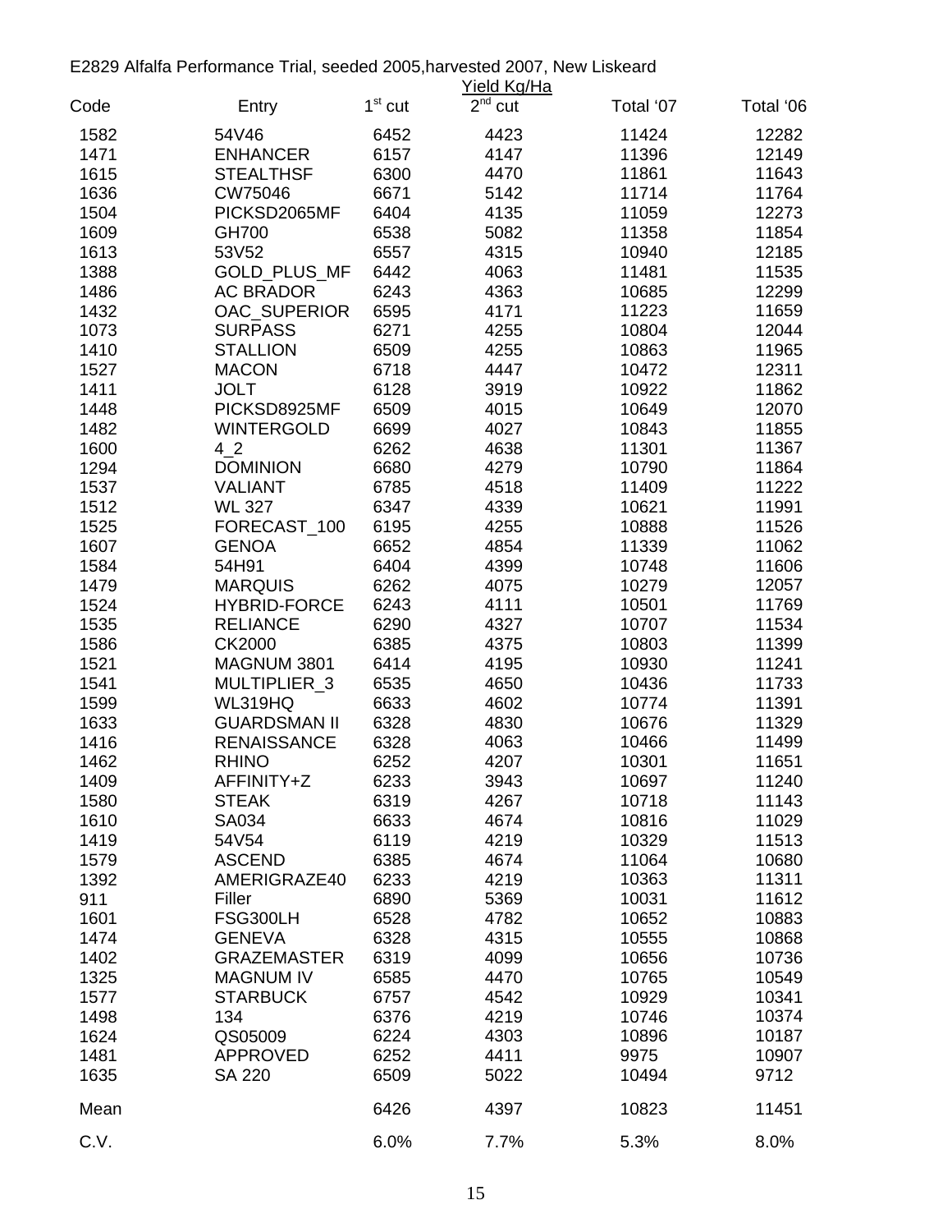E2829 Alfalfa Performance Trial, seeded 2005,harvested 2007, New Liskeard

| Code | Entry | Yield Kg/Ha 1[st] cut | 2[nd] cut | Total '07 | Total '06 |
|---|---|---|---|---|---|
| 1582 | 54V46 | 6452 | 4423 | 11424 | 12282 |
| 1471 | ENHANCER | 6157 | 4147 | 11396 | 12149 |
| 1615 | STEALTHSF | 6300 | 4470 | 11861 | 11643 |
| 1636 | CW75046 | 6671 | 5142 | 11714 | 11764 |
| 1504 | PICKSD2065MF | 6404 | 4135 | 11059 | 12273 |
| 1609 | GH700 | 6538 | 5082 | 11358 | 11854 |
| 1613 | 53V52 | 6557 | 4315 | 10940 | 12185 |
| 1388 | GOLD_PLUS_MF | 6442 | 4063 | 11481 | 11535 |
| 1486 | AC BRADOR | 6243 | 4363 | 10685 | 12299 |
| 1432 | OAC_SUPERIOR | 6595 | 4171 | 11223 | 11659 |
| 1073 | SURPASS | 6271 | 4255 | 10804 | 12044 |
| 1410 | STALLION | 6509 | 4255 | 10863 | 11965 |
| 1527 | MACON | 6718 | 4447 | 10472 | 12311 |
| 1411 | JOLT | 6128 | 3919 | 10922 | 11862 |
| 1448 | PICKSD8925MF | 6509 | 4015 | 10649 | 12070 |
| 1482 | WINTERGOLD | 6699 | 4027 | 10843 | 11855 |
| 1600 | 4_2 | 6262 | 4638 | 11301 | 11367 |
| 1294 | DOMINION | 6680 | 4279 | 10790 | 11864 |
| 1537 | VALIANT | 6785 | 4518 | 11409 | 11222 |
| 1512 | WL 327 | 6347 | 4339 | 10621 | 11991 |
| 1525 | FORECAST_100 | 6195 | 4255 | 10888 | 11526 |
| 1607 | GENOA | 6652 | 4854 | 11339 | 11062 |
| 1584 | 54H91 | 6404 | 4399 | 10748 | 11606 |
| 1479 | MARQUIS | 6262 | 4075 | 10279 | 12057 |
| 1524 | HYBRID-FORCE | 6243 | 4111 | 10501 | 11769 |
| 1535 | RELIANCE | 6290 | 4327 | 10707 | 11534 |
| 1586 | CK2000 | 6385 | 4375 | 10803 | 11399 |
| 1521 | MAGNUM 3801 | 6414 | 4195 | 10930 | 11241 |
| 1541 | MULTIPLIER_3 | 6535 | 4650 | 10436 | 11733 |
| 1599 | WL319HQ | 6633 | 4602 | 10774 | 11391 |
| 1633 | GUARDSMAN II | 6328 | 4830 | 10676 | 11329 |
| 1416 | RENAISSANCE | 6328 | 4063 | 10466 | 11499 |
| 1462 | RHINO | 6252 | 4207 | 10301 | 11651 |
| 1409 | AFFINITY+Z | 6233 | 3943 | 10697 | 11240 |
| 1580 | STEAK | 6319 | 4267 | 10718 | 11143 |
| 1610 | SA034 | 6633 | 4674 | 10816 | 11029 |
| 1419 | 54V54 | 6119 | 4219 | 10329 | 11513 |
| 1579 | ASCEND | 6385 | 4674 | 11064 | 10680 |
| 1392 | AMERIGRAZE40 | 6233 | 4219 | 10363 | 11311 |
| 911 | Filler | 6890 | 5369 | 10031 | 11612 |
| 1601 | FSG300LH | 6528 | 4782 | 10652 | 10883 |
| 1474 | GENEVA | 6328 | 4315 | 10555 | 10868 |
| 1402 | GRAZEMASTER | 6319 | 4099 | 10656 | 10736 |
| 1325 | MAGNUM IV | 6585 | 4470 | 10765 | 10549 |
| 1577 | STARBUCK | 6757 | 4542 | 10929 | 10341 |
| 1498 | 134 | 6376 | 4219 | 10746 | 10374 |
| 1624 | QS05009 | 6224 | 4303 | 10896 | 10187 |
| 1481 | APPROVED | 6252 | 4411 | 9975 | 10907 |
| 1635 | SA 220 | 6509 | 5022 | 10494 | 9712 |
| Mean | | 6426 | 4397 | 10823 | 11451 |
| C.V. | | 6.0% | 7.7% | 5.3% | 8.0% |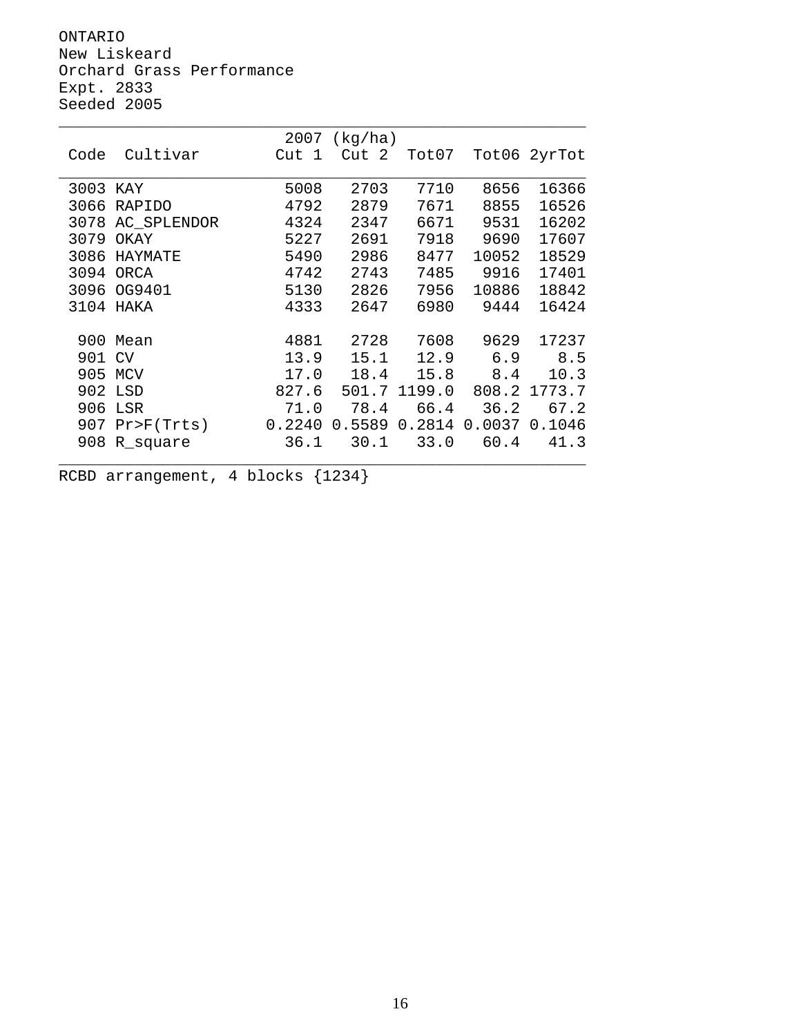ONTARIO
New Liskeard
Orchard Grass Performance
Expt. 2833
Seeded 2005

| Code | Cultivar | 2007 (kg/ha) Cut 1 | Cut 2 | Tot07 | Tot06 | 2yrTot |
|---|---|---|---|---|---|---|
| 3003 | KAY | 5008 | 2703 | 7710 | 8656 | 16366 |
| 3066 | RAPIDO | 4792 | 2879 | 7671 | 8855 | 16526 |
| 3078 | AC_SPLENDOR | 4324 | 2347 | 6671 | 9531 | 16202 |
| 3079 | OKAY | 5227 | 2691 | 7918 | 9690 | 17607 |
| 3086 | HAYMATE | 5490 | 2986 | 8477 | 10052 | 18529 |
| 3094 | ORCA | 4742 | 2743 | 7485 | 9916 | 17401 |
| 3096 | OG9401 | 5130 | 2826 | 7956 | 10886 | 18842 |
| 3104 | HAKA | 4333 | 2647 | 6980 | 9444 | 16424 |
| 900 | Mean | 4881 | 2728 | 7608 | 9629 | 17237 |
| 901 | CV | 13.9 | 15.1 | 12.9 | 6.9 | 8.5 |
| 905 | MCV | 17.0 | 18.4 | 15.8 | 8.4 | 10.3 |
| 902 | LSD | 827.6 | 501.7 | 1199.0 | 808.2 | 1773.7 |
| 906 | LSR | 71.0 | 78.4 | 66.4 | 36.2 | 67.2 |
| 907 | Pr>F(Trts) | 0.2240 | 0.5589 | 0.2814 | 0.0037 | 0.1046 |
| 908 | R_square | 36.1 | 30.1 | 33.0 | 60.4 | 41.3 |

RCBD arrangement, 4 blocks {1234}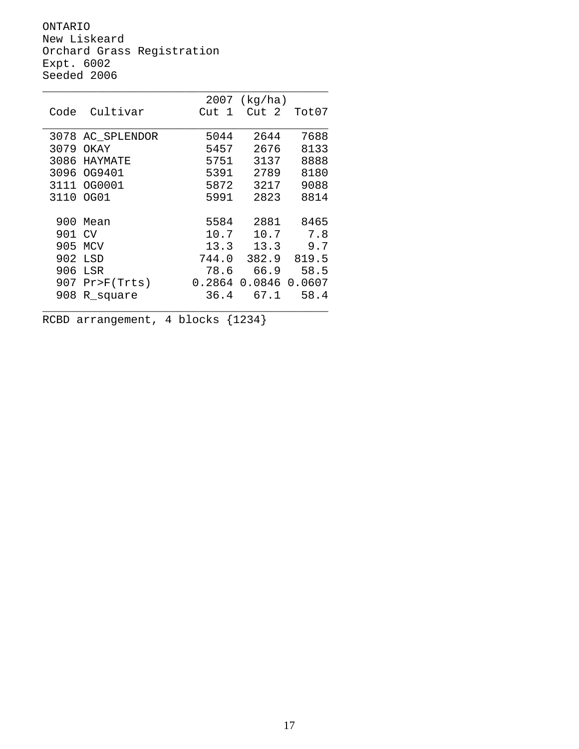ONTARIO
New Liskeard
Orchard Grass Registration
Expt. 6002
Seeded 2006

| Code | Cultivar | 2007 (kg/ha) Cut 1 | Cut 2 | Tot07 |
|---|---|---|---|---|
| 3078 | AC_SPLENDOR | 5044 | 2644 | 7688 |
| 3079 | OKAY | 5457 | 2676 | 8133 |
| 3086 | HAYMATE | 5751 | 3137 | 8888 |
| 3096 | OG9401 | 5391 | 2789 | 8180 |
| 3111 | OG0001 | 5872 | 3217 | 9088 |
| 3110 | OG01 | 5991 | 2823 | 8814 |
| 900 | Mean | 5584 | 2881 | 8465 |
| 901 | CV | 10.7 | 10.7 | 7.8 |
| 905 | MCV | 13.3 | 13.3 | 9.7 |
| 902 | LSD | 744.0 | 382.9 | 819.5 |
| 906 | LSR | 78.6 | 66.9 | 58.5 |
| 907 | Pr>F(Trts) | 0.2864 | 0.0846 | 0.0607 |
| 908 | R_square | 36.4 | 67.1 | 58.4 |

RCBD arrangement, 4 blocks {1234}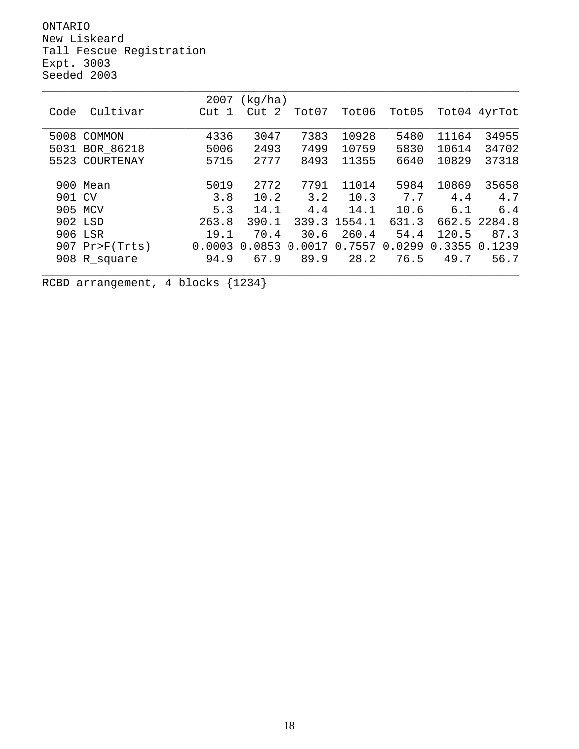ONTARIO
New Liskeard
Tall Fescue Registration
Expt. 3003
Seeded 2003

| Code | Cultivar | 2007 (kg/ha) Cut 1 | Cut 2 | Tot07 | Tot06 | Tot05 | Tot04 | 4yrTot |
|---|---|---|---|---|---|---|---|---|
| 5008 | COMMON | 4336 | 3047 | 7383 | 10928 | 5480 | 11164 | 34955 |
| 5031 | BOR_86218 | 5006 | 2493 | 7499 | 10759 | 5830 | 10614 | 34702 |
| 5523 | COURTENAY | 5715 | 2777 | 8493 | 11355 | 6640 | 10829 | 37318 |
| 900 | Mean | 5019 | 2772 | 7791 | 11014 | 5984 | 10869 | 35658 |
| 901 | CV | 3.8 | 10.2 | 3.2 | 10.3 | 7.7 | 4.4 | 4.7 |
| 905 | MCV | 5.3 | 14.1 | 4.4 | 14.1 | 10.6 | 6.1 | 6.4 |
| 902 | LSD | 263.8 | 390.1 | 339.3 | 1554.1 | 631.3 | 662.5 | 2284.8 |
| 906 | LSR | 19.1 | 70.4 | 30.6 | 260.4 | 54.4 | 120.5 | 87.3 |
| 907 | Pr>F(Trts) | 0.0003 | 0.0853 | 0.0017 | 0.7557 | 0.0299 | 0.3355 | 0.1239 |
| 908 | R_square | 94.9 | 67.9 | 89.9 | 28.2 | 76.5 | 49.7 | 56.7 |

RCBD arrangement, 4 blocks {1234}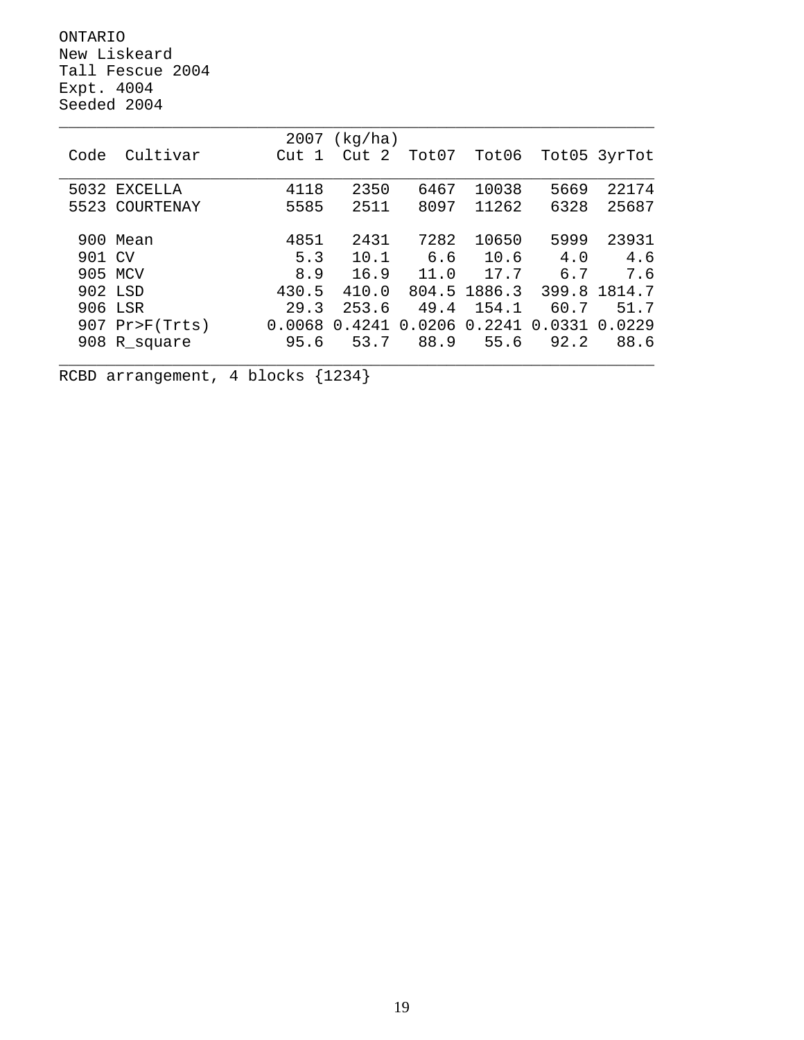ONTARIO
New Liskeard
Tall Fescue 2004
Expt. 4004
Seeded 2004

| Code | Cultivar | 2007 (kg/ha) Cut 1 | Cut 2 | Tot07 | Tot06 | Tot05 | 3yrTot |
|---|---|---|---|---|---|---|---|
| 5032 | EXCELLA | 4118 | 2350 | 6467 | 10038 | 5669 | 22174 |
| 5523 | COURTENAY | 5585 | 2511 | 8097 | 11262 | 6328 | 25687 |
| 900 | Mean | 4851 | 2431 | 7282 | 10650 | 5999 | 23931 |
| 901 | CV | 5.3 | 10.1 | 6.6 | 10.6 | 4.0 | 4.6 |
| 905 | MCV | 8.9 | 16.9 | 11.0 | 17.7 | 6.7 | 7.6 |
| 902 | LSD | 430.5 | 410.0 | 804.5 | 1886.3 | 399.8 | 1814.7 |
| 906 | LSR | 29.3 | 253.6 | 49.4 | 154.1 | 60.7 | 51.7 |
| 907 | Pr>F(Trts) | 0.0068 | 0.4241 | 0.0206 | 0.2241 | 0.0331 | 0.0229 |
| 908 | R_square | 95.6 | 53.7 | 88.9 | 55.6 | 92.2 | 88.6 |

RCBD arrangement, 4 blocks {1234}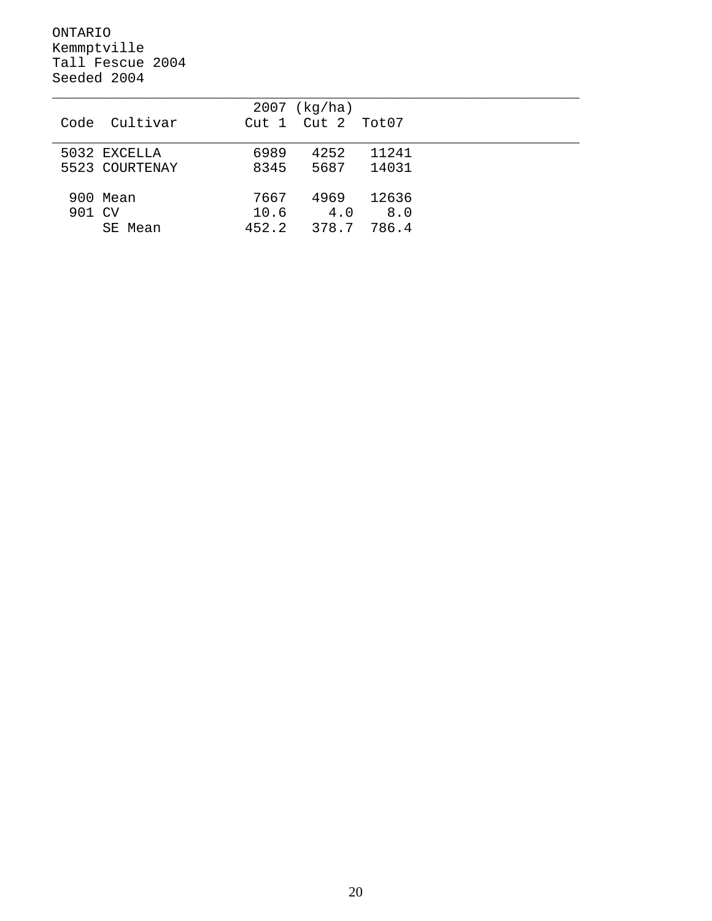ONTARIO
Kemmptville
Tall Fescue 2004
Seeded 2004

| Code | Cultivar | 2007 (kg/ha) Cut 1 | Cut 2 | Tot07 |
|---|---|---|---|---|
| 5032 | EXCELLA | 6989 | 4252 | 11241 |
| 5523 | COURTENAY | 8345 | 5687 | 14031 |
| 900 | Mean | 7667 | 4969 | 12636 |
| 901 | CV | 10.6 | 4.0 | 8.0 |
| | SE Mean | 452.2 | 378.7 | 786.4 |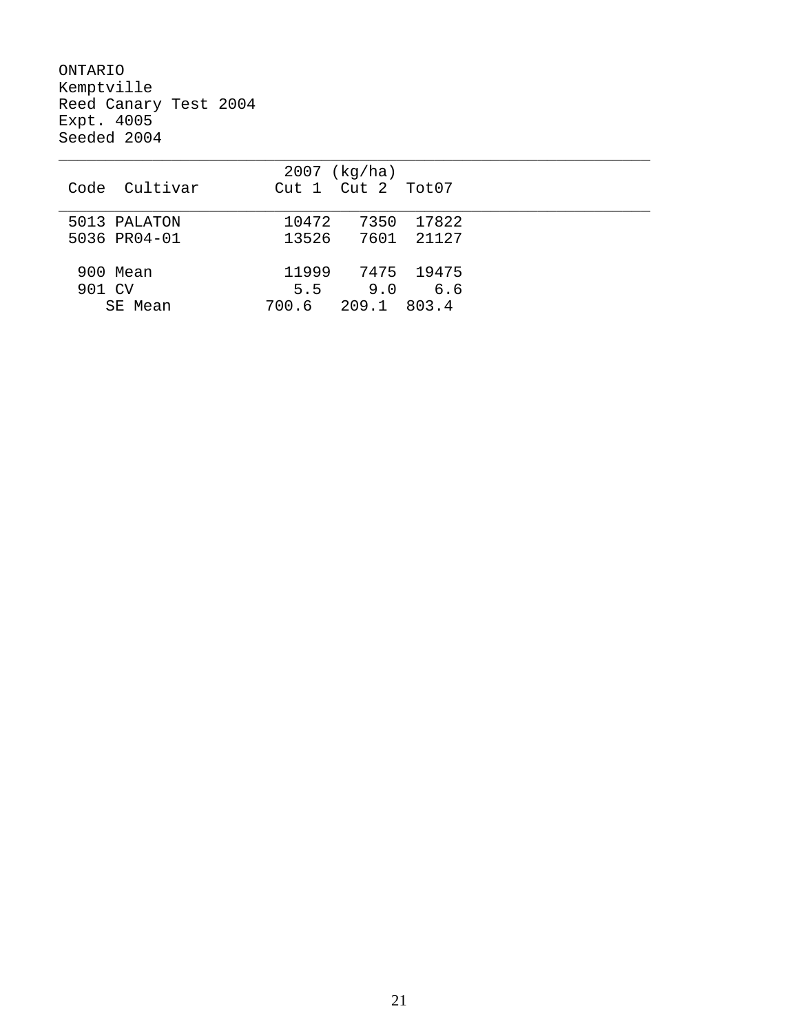ONTARIO
Kemptville
Reed Canary Test 2004
Expt. 4005
Seeded 2004

| Code | Cultivar | 2007 (kg/ha) Cut 1 | Cut 2 | Tot07 |
|---|---|---|---|---|
| 5013 | PALATON | 10472 | 7350 | 17822 |
| 5036 | PR04-01 | 13526 | 7601 | 21127 |
| 900 | Mean | 11999 | 7475 | 19475 |
| 901 | CV | 5.5 | 9.0 | 6.6 |
| | SE Mean | 700.6 | 209.1 | 803.4 |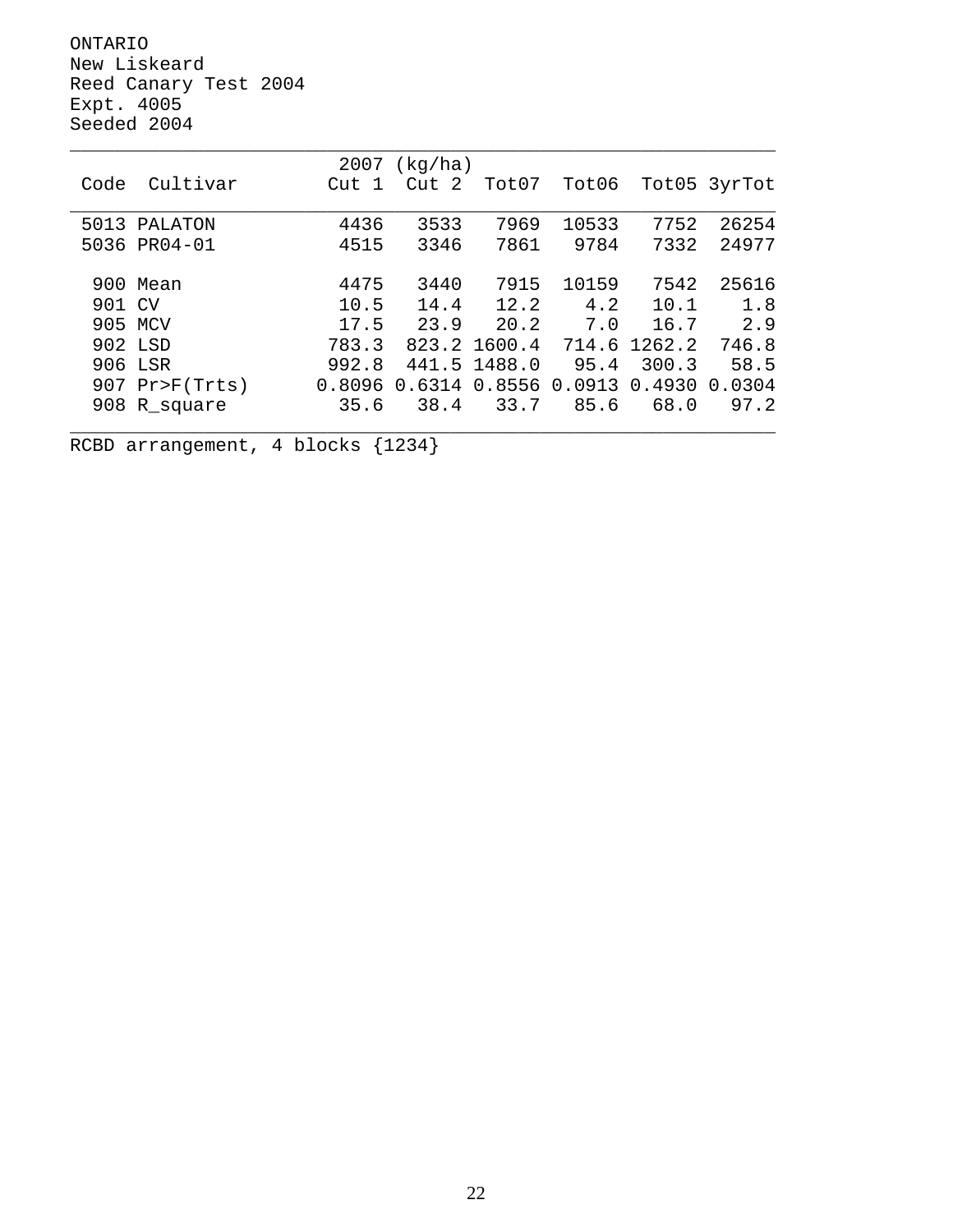ONTARIO
New Liskeard
Reed Canary Test 2004
Expt. 4005
Seeded 2004

| Code | Cultivar | 2007 (kg/ha) Cut 1 | Cut 2 | Tot07 | Tot06 | Tot05 | 3yrTot |
|---|---|---|---|---|---|---|---|
| 5013 | PALATON | 4436 | 3533 | 7969 | 10533 | 7752 | 26254 |
| 5036 | PR04-01 | 4515 | 3346 | 7861 | 9784 | 7332 | 24977 |
| 900 | Mean | 4475 | 3440 | 7915 | 10159 | 7542 | 25616 |
| 901 | CV | 10.5 | 14.4 | 12.2 | 4.2 | 10.1 | 1.8 |
| 905 | MCV | 17.5 | 23.9 | 20.2 | 7.0 | 16.7 | 2.9 |
| 902 | LSD | 783.3 | 823.2 | 1600.4 | 714.6 | 1262.2 | 746.8 |
| 906 | LSR | 992.8 | 441.5 | 1488.0 | 95.4 | 300.3 | 58.5 |
| 907 | Pr>F(Trts) | 0.8096 | 0.6314 | 0.8556 | 0.0913 | 0.4930 | 0.0304 |
| 908 | R_square | 35.6 | 38.4 | 33.7 | 85.6 | 68.0 | 97.2 |

RCBD arrangement, 4 blocks {1234}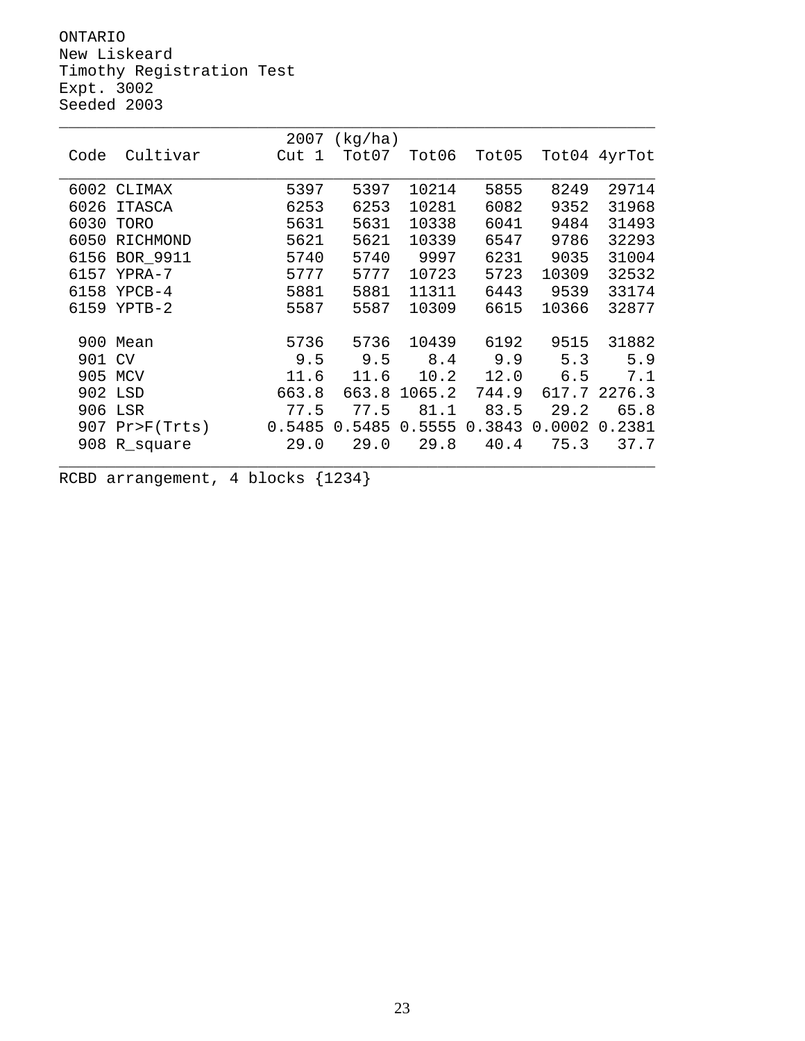ONTARIO
New Liskeard
Timothy Registration Test
Expt. 3002
Seeded 2003

| Code | Cultivar | 2007 (kg/ha) Cut 1 | Tot07 | Tot06 | Tot05 | Tot04 | 4yrTot |
|---|---|---|---|---|---|---|---|
| 6002 | CLIMAX | 5397 | 5397 | 10214 | 5855 | 8249 | 29714 |
| 6026 | ITASCA | 6253 | 6253 | 10281 | 6082 | 9352 | 31968 |
| 6030 | TORO | 5631 | 5631 | 10338 | 6041 | 9484 | 31493 |
| 6050 | RICHMOND | 5621 | 5621 | 10339 | 6547 | 9786 | 32293 |
| 6156 | BOR_9911 | 5740 | 5740 | 9997 | 6231 | 9035 | 31004 |
| 6157 | YPRA-7 | 5777 | 5777 | 10723 | 5723 | 10309 | 32532 |
| 6158 | YPCB-4 | 5881 | 5881 | 11311 | 6443 | 9539 | 33174 |
| 6159 | YPTB-2 | 5587 | 5587 | 10309 | 6615 | 10366 | 32877 |
| | | | | | | | |
| 900 | Mean | 5736 | 5736 | 10439 | 6192 | 9515 | 31882 |
| 901 | CV | 9.5 | 9.5 | 8.4 | 9.9 | 5.3 | 5.9 |
| 905 | MCV | 11.6 | 11.6 | 10.2 | 12.0 | 6.5 | 7.1 |
| 902 | LSD | 663.8 | 663.8 | 1065.2 | 744.9 | 617.7 | 2276.3 |
| 906 | LSR | 77.5 | 77.5 | 81.1 | 83.5 | 29.2 | 65.8 |
| 907 | Pr>F(Trts) | 0.5485 | 0.5485 | 0.5555 | 0.3843 | 0.0002 | 0.2381 |
| 908 | R_square | 29.0 | 29.0 | 29.8 | 40.4 | 75.3 | 37.7 |

RCBD arrangement, 4 blocks {1234}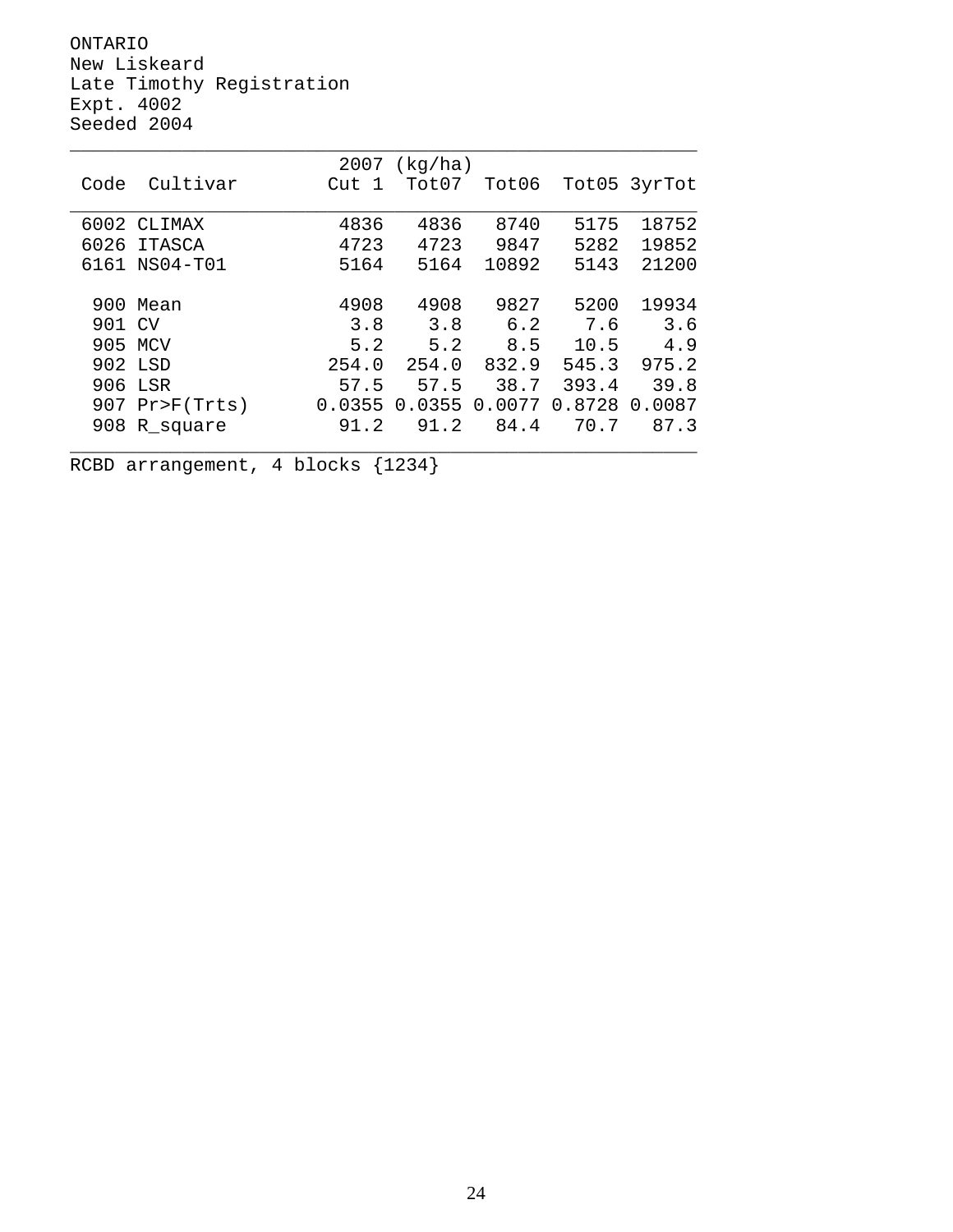ONTARIO
New Liskeard
Late Timothy Registration
Expt. 4002
Seeded 2004

| Code | Cultivar | 2007 (kg/ha) Cut 1 | Tot07 | Tot06 | Tot05 | 3yrTot |
|---|---|---|---|---|---|---|
| 6002 | CLIMAX | 4836 | 4836 | 8740 | 5175 | 18752 |
| 6026 | ITASCA | 4723 | 4723 | 9847 | 5282 | 19852 |
| 6161 | NS04-T01 | 5164 | 5164 | 10892 | 5143 | 21200 |
| 900 | Mean | 4908 | 4908 | 9827 | 5200 | 19934 |
| 901 | CV | 3.8 | 3.8 | 6.2 | 7.6 | 3.6 |
| 905 | MCV | 5.2 | 5.2 | 8.5 | 10.5 | 4.9 |
| 902 | LSD | 254.0 | 254.0 | 832.9 | 545.3 | 975.2 |
| 906 | LSR | 57.5 | 57.5 | 38.7 | 393.4 | 39.8 |
| 907 | Pr>F(Trts) | 0.0355 | 0.0355 | 0.0077 | 0.8728 | 0.0087 |
| 908 | R_square | 91.2 | 91.2 | 84.4 | 70.7 | 87.3 |

RCBD arrangement, 4 blocks {1234}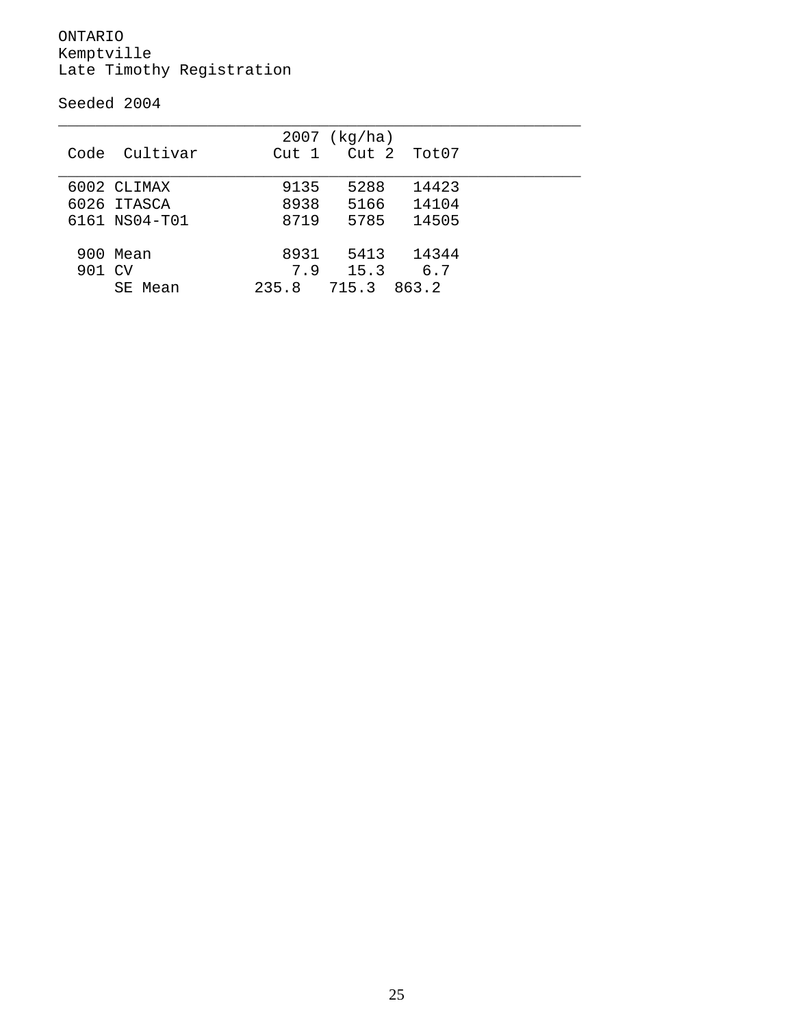ONTARIO
Kemptville
Late Timothy Registration

Seeded 2004

| Code | Cultivar | 2007 (kg/ha) Cut 1 | Cut 2 | Tot07 |
|---|---|---|---|---|
| 6002 | CLIMAX | 9135 | 5288 | 14423 |
| 6026 | ITASCA | 8938 | 5166 | 14104 |
| 6161 | NS04-T01 | 8719 | 5785 | 14505 |
| 900 | Mean | 8931 | 5413 | 14344 |
| 901 | CV | 7.9 | 15.3 | 6.7 |
| | SE Mean | 235.8 | 715.3 | 863.2 |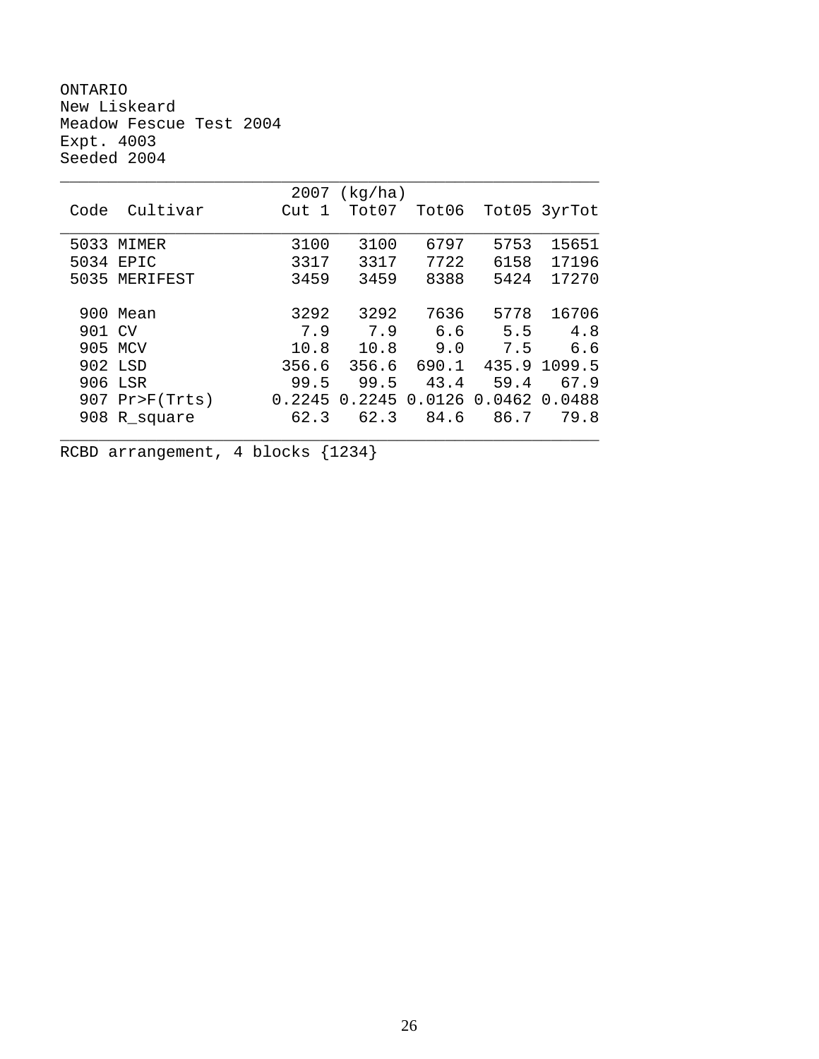ONTARIO
New Liskeard
Meadow Fescue Test 2004
Expt. 4003
Seeded 2004

| Code | Cultivar | 2007 (kg/ha) Cut 1 | Tot07 | Tot06 | Tot05 | 3yrTot |
|---|---|---|---|---|---|---|
| 5033 | MIMER | 3100 | 3100 | 6797 | 5753 | 15651 |
| 5034 | EPIC | 3317 | 3317 | 7722 | 6158 | 17196 |
| 5035 | MERIFEST | 3459 | 3459 | 8388 | 5424 | 17270 |
| 900 | Mean | 3292 | 3292 | 7636 | 5778 | 16706 |
| 901 | CV | 7.9 | 7.9 | 6.6 | 5.5 | 4.8 |
| 905 | MCV | 10.8 | 10.8 | 9.0 | 7.5 | 6.6 |
| 902 | LSD | 356.6 | 356.6 | 690.1 | 435.9 | 1099.5 |
| 906 | LSR | 99.5 | 99.5 | 43.4 | 59.4 | 67.9 |
| 907 | Pr>F(Trts) | 0.2245 | 0.2245 | 0.0126 | 0.0462 | 0.0488 |
| 908 | R_square | 62.3 | 62.3 | 84.6 | 86.7 | 79.8 |

RCBD arrangement, 4 blocks {1234}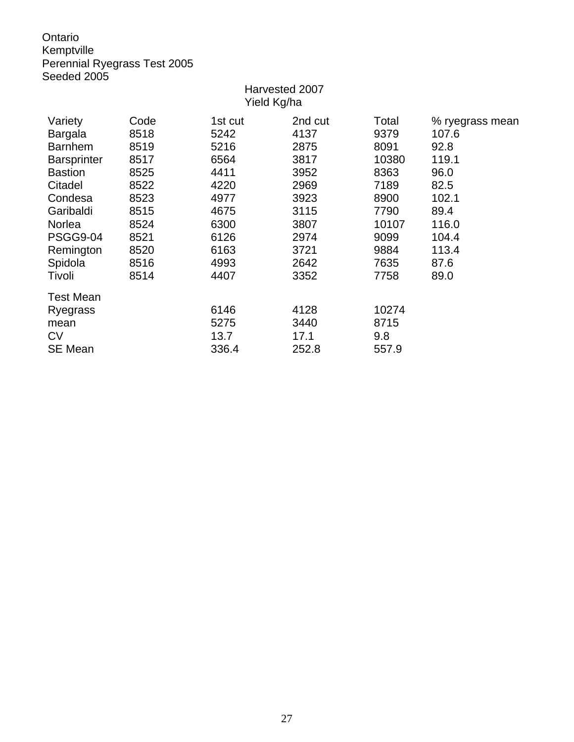Ontario
Kemptville
Perennial Ryegrass Test 2005
Seeded 2005

Harvested 2007
Yield Kg/ha

| Variety | Code | 1st cut | 2nd cut | Total | % ryegrass mean |
|---|---|---|---|---|---|
| Bargala | 8518 | 5242 | 4137 | 9379 | 107.6 |
| Barnhem | 8519 | 5216 | 2875 | 8091 | 92.8 |
| Barsprinter | 8517 | 6564 | 3817 | 10380 | 119.1 |
| Bastion | 8525 | 4411 | 3952 | 8363 | 96.0 |
| Citadel | 8522 | 4220 | 2969 | 7189 | 82.5 |
| Condesa | 8523 | 4977 | 3923 | 8900 | 102.1 |
| Garibaldi | 8515 | 4675 | 3115 | 7790 | 89.4 |
| Norlea | 8524 | 6300 | 3807 | 10107 | 116.0 |
| PSGG9-04 | 8521 | 6126 | 2974 | 9099 | 104.4 |
| Remington | 8520 | 6163 | 3721 | 9884 | 113.4 |
| Spidola | 8516 | 4993 | 2642 | 7635 | 87.6 |
| Tivoli | 8514 | 4407 | 3352 | 7758 | 89.0 |
| Test Mean | | | | | |
| Ryegrass | | 6146 | 4128 | 10274 | |
| mean | | 5275 | 3440 | 8715 | |
| CV | | 13.7 | 17.1 | 9.8 | |
| SE Mean | | 336.4 | 252.8 | 557.9 | |